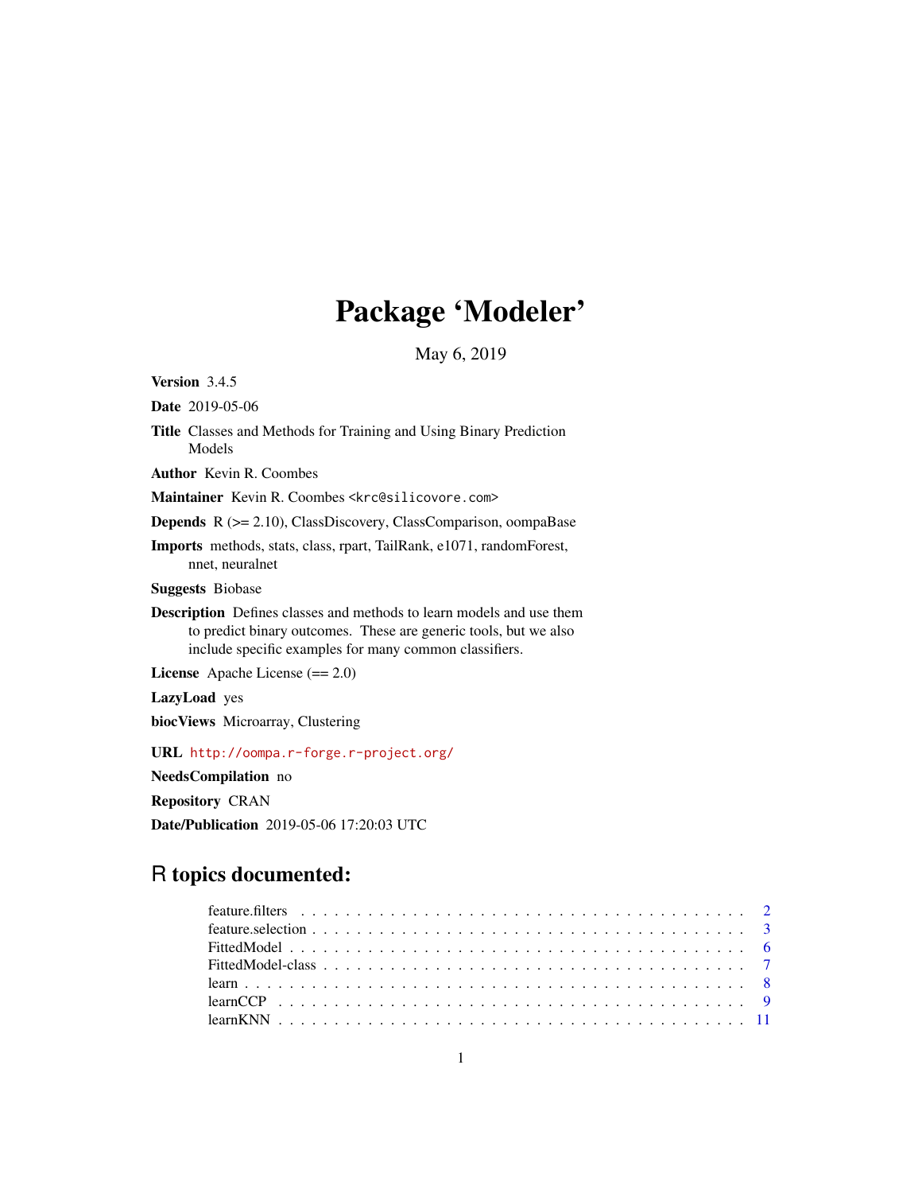# Package 'Modeler'

May 6, 2019

**Version** 3.4.5

**Date** 2019-05-06

**Title** Classes and Methods for Training and Using Binary Prediction Models

**Author** Kevin R. Coombes

**Maintainer** Kevin R. Coombes <krc@silicovore.com>

**Depends** R (>= 2.10), ClassDiscovery, ClassComparison, oompaBase

**Imports** methods, stats, class, rpart, TailRank, e1071, randomForest, nnet, neuralnet

**Suggests** Biobase

**Description** Defines classes and methods to learn models and use them to predict binary outcomes. These are generic tools, but we also include specific examples for many common classifiers.

**License** Apache License (== 2.0)

**LazyLoad** yes

**biocViews** Microarray, Clustering

**URL** http://oompa.r-forge.r-project.org/

**NeedsCompilation** no

**Repository** CRAN

**Date/Publication** 2019-05-06 17:20:03 UTC

## R topics documented:

feature.filters . . . . . . . . . . . . . . . . . . . . . . . . . . . . . . . . . . . . . . . . . 2
feature.selection . . . . . . . . . . . . . . . . . . . . . . . . . . . . . . . . . . . . . . . . 3
FittedModel . . . . . . . . . . . . . . . . . . . . . . . . . . . . . . . . . . . . . . . . . . 6
FittedModel-class . . . . . . . . . . . . . . . . . . . . . . . . . . . . . . . . . . . . . . . 7
learn . . . . . . . . . . . . . . . . . . . . . . . . . . . . . . . . . . . . . . . . . . . . . 8
learnCCP . . . . . . . . . . . . . . . . . . . . . . . . . . . . . . . . . . . . . . . . . . . 9
learnKNN . . . . . . . . . . . . . . . . . . . . . . . . . . . . . . . . . . . . . . . . . . . 11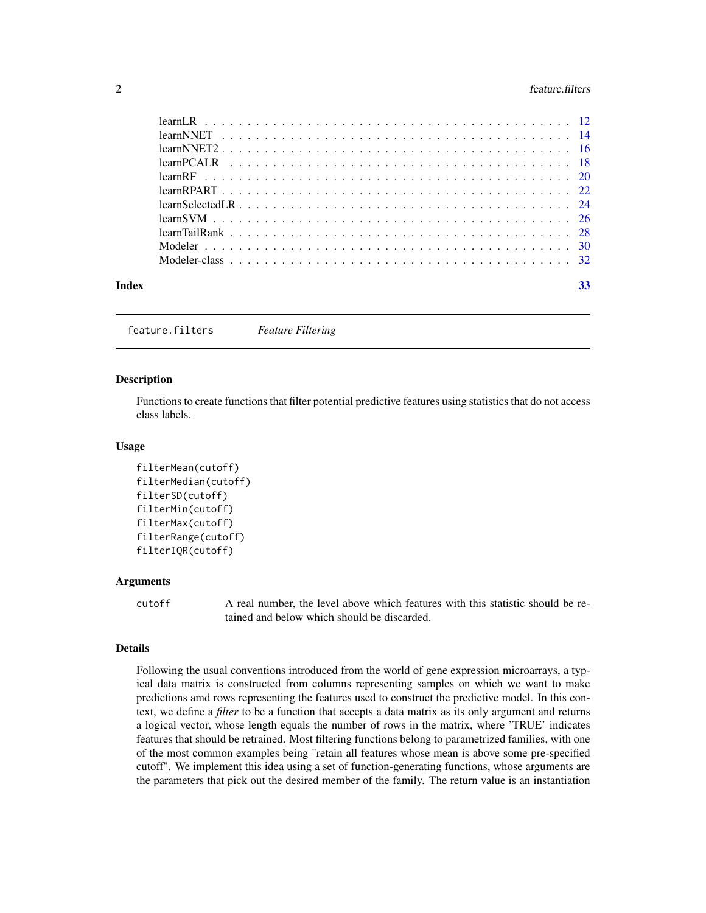learnLR . . . . . . . . . . . . . . . . . . . . . . . . . . . . . . . . . . . . 12
learnNNET . . . . . . . . . . . . . . . . . . . . . . . . . . . . . . . . . . . 14
learnNNET2 . . . . . . . . . . . . . . . . . . . . . . . . . . . . . . . . . . . 16
learnPCALR . . . . . . . . . . . . . . . . . . . . . . . . . . . . . . . . . . . 18
learnRF . . . . . . . . . . . . . . . . . . . . . . . . . . . . . . . . . . . . 20
learnRPART . . . . . . . . . . . . . . . . . . . . . . . . . . . . . . . . . . . 22
learnSelectedLR . . . . . . . . . . . . . . . . . . . . . . . . . . . . . . . . . 24
learnSVM . . . . . . . . . . . . . . . . . . . . . . . . . . . . . . . . . . . . 26
learnTailRank . . . . . . . . . . . . . . . . . . . . . . . . . . . . . . . . . . 28
Modeler . . . . . . . . . . . . . . . . . . . . . . . . . . . . . . . . . . . . 30
Modeler-class . . . . . . . . . . . . . . . . . . . . . . . . . . . . . . . . . . 32

**Index** 33

---

`feature.filters` *Feature Filtering*

---

### Description

Functions to create functions that filter potential predictive features using statistics that do not access class labels.

### Usage

```
filterMean(cutoff)
filterMedian(cutoff)
filterSD(cutoff)
filterMin(cutoff)
filterMax(cutoff)
filterRange(cutoff)
filterIQR(cutoff)
```

### Arguments

| | |
|---|---|
| `cutoff` | A real number, the level above which features with this statistic should be retained and below which should be discarded. |

### Details

Following the usual conventions introduced from the world of gene expression microarrays, a typical data matrix is constructed from columns representing samples on which we want to make predictions amd rows representing the features used to construct the predictive model. In this context, we define a *filter* to be a function that accepts a data matrix as its only argument and returns a logical vector, whose length equals the number of rows in the matrix, where 'TRUE' indicates features that should be retrained. Most filtering functions belong to parametrized families, with one of the most common examples being "retain all features whose mean is above some pre-specified cutoff". We implement this idea using a set of function-generating functions, whose arguments are the parameters that pick out the desired member of the family. The return value is an instantiation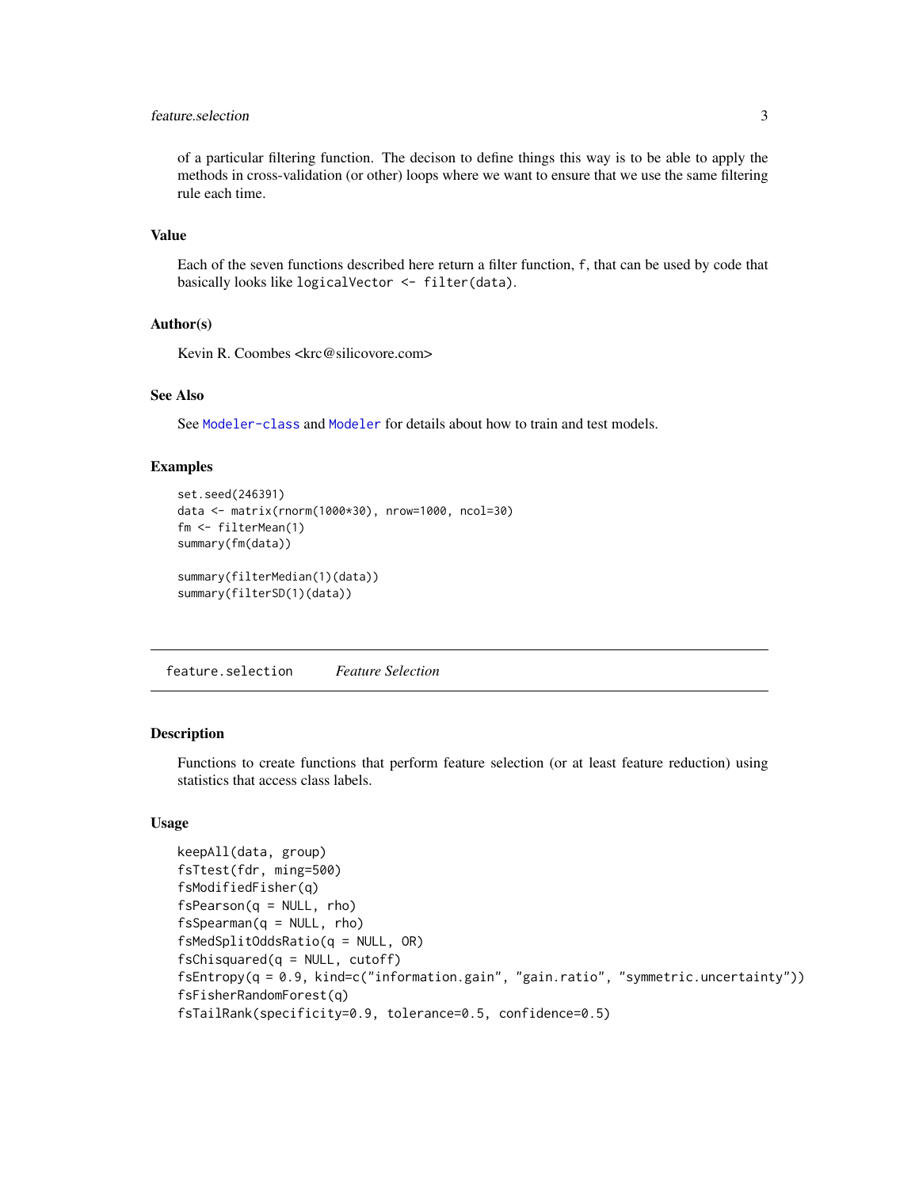of a particular filtering function. The decison to define things this way is to be able to apply the methods in cross-validation (or other) loops where we want to ensure that we use the same filtering rule each time.

### Value

Each of the seven functions described here return a filter function, `f`, that can be used by code that basically looks like `logicalVector <- filter(data)`.

### Author(s)

Kevin R. Coombes <krc@silicovore.com>

### See Also

See `Modeler-class` and `Modeler` for details about how to train and test models.

### Examples

```
set.seed(246391)
data <- matrix(rnorm(1000*30), nrow=1000, ncol=30)
fm <- filterMean(1)
summary(fm(data))

summary(filterMedian(1)(data))
summary(filterSD(1)(data))
```

---

## feature.selection &nbsp;&nbsp;&nbsp; *Feature Selection*

---

### Description

Functions to create functions that perform feature selection (or at least feature reduction) using statistics that access class labels.

### Usage

```
keepAll(data, group)
fsTtest(fdr, ming=500)
fsModifiedFisher(q)
fsPearson(q = NULL, rho)
fsSpearman(q = NULL, rho)
fsMedSplitOddsRatio(q = NULL, OR)
fsChisquared(q = NULL, cutoff)
fsEntropy(q = 0.9, kind=c("information.gain", "gain.ratio", "symmetric.uncertainty"))
fsFisherRandomForest(q)
fsTailRank(specificity=0.9, tolerance=0.5, confidence=0.5)
```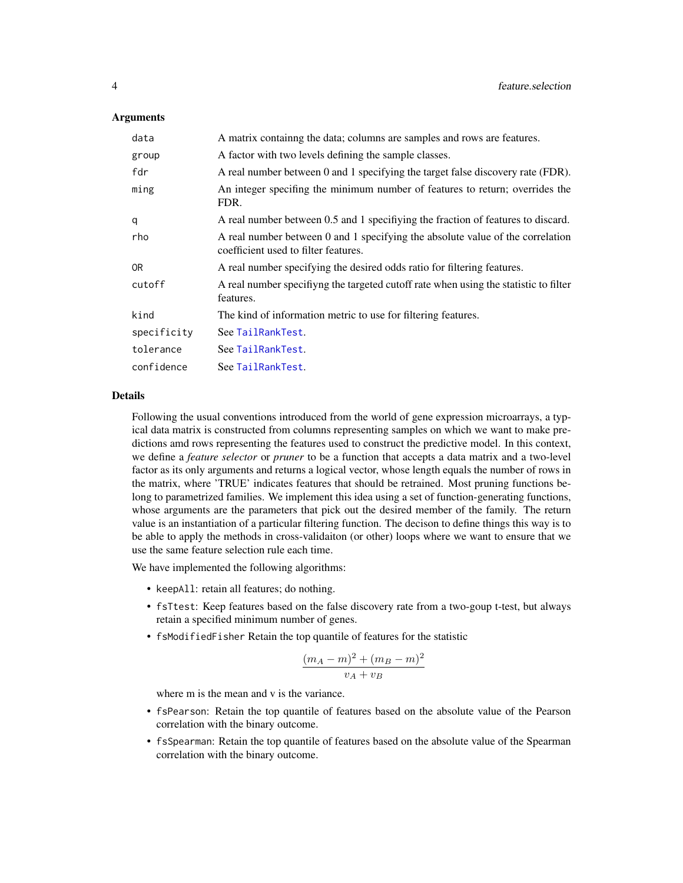### Arguments

| | |
|---|---|
| data | A matrix containng the data; columns are samples and rows are features. |
| group | A factor with two levels defining the sample classes. |
| fdr | A real number between 0 and 1 specifying the target false discovery rate (FDR). |
| ming | An integer specifing the minimum number of features to return; overrides the FDR. |
| q | A real number between 0.5 and 1 specifiying the fraction of features to discard. |
| rho | A real number between 0 and 1 specifying the absolute value of the correlation coefficient used to filter features. |
| OR | A real number specifying the desired odds ratio for filtering features. |
| cutoff | A real number specifiyng the targeted cutoff rate when using the statistic to filter features. |
| kind | The kind of information metric to use for filtering features. |
| specificity | See TailRankTest. |
| tolerance | See TailRankTest. |
| confidence | See TailRankTest. |

### Details

Following the usual conventions introduced from the world of gene expression microarrays, a typical data matrix is constructed from columns representing samples on which we want to make predictions amd rows representing the features used to construct the predictive model. In this context, we define a *feature selector* or *pruner* to be a function that accepts a data matrix and a two-level factor as its only arguments and returns a logical vector, whose length equals the number of rows in the matrix, where 'TRUE' indicates features that should be retrained. Most pruning functions belong to parametrized families. We implement this idea using a set of function-generating functions, whose arguments are the parameters that pick out the desired member of the family. The return value is an instantiation of a particular filtering function. The decison to define things this way is to be able to apply the methods in cross-validaiton (or other) loops where we want to ensure that we use the same feature selection rule each time.

We have implemented the following algorithms:

- `keepAll`: retain all features; do nothing.
- `fsTtest`: Keep features based on the false discovery rate from a two-goup t-test, but always retain a specified minimum number of genes.
- `fsModifiedFisher` Retain the top quantile of features for the statistic

$$\frac{(m_A - m)^2 + (m_B - m)^2}{v_A + v_B}$$

  where m is the mean and v is the variance.

- `fsPearson`: Retain the top quantile of features based on the absolute value of the Pearson correlation with the binary outcome.
- `fsSpearman`: Retain the top quantile of features based on the absolute value of the Spearman correlation with the binary outcome.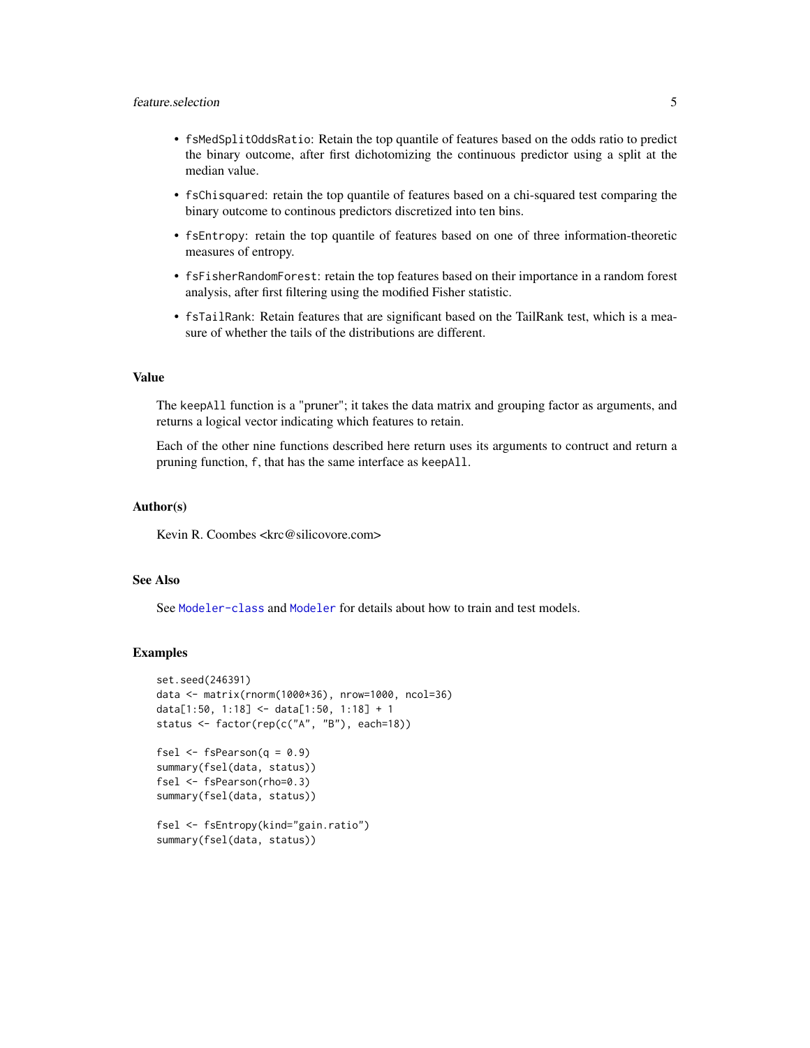- `fsMedSplitOddsRatio`: Retain the top quantile of features based on the odds ratio to predict the binary outcome, after first dichotomizing the continuous predictor using a split at the median value.
- `fsChisquared`: retain the top quantile of features based on a chi-squared test comparing the binary outcome to continous predictors discretized into ten bins.
- `fsEntropy`: retain the top quantile of features based on one of three information-theoretic measures of entropy.
- `fsFisherRandomForest`: retain the top features based on their importance in a random forest analysis, after first filtering using the modified Fisher statistic.
- `fsTailRank`: Retain features that are significant based on the TailRank test, which is a measure of whether the tails of the distributions are different.

## Value

The `keepAll` function is a "pruner"; it takes the data matrix and grouping factor as arguments, and returns a logical vector indicating which features to retain.

Each of the other nine functions described here return uses its arguments to contruct and return a pruning function, `f`, that has the same interface as `keepAll`.

## Author(s)

Kevin R. Coombes <krc@silicovore.com>

## See Also

See `Modeler-class` and `Modeler` for details about how to train and test models.

## Examples

```
set.seed(246391)
data <- matrix(rnorm(1000*36), nrow=1000, ncol=36)
data[1:50, 1:18] <- data[1:50, 1:18] + 1
status <- factor(rep(c("A", "B"), each=18))

fsel <- fsPearson(q = 0.9)
summary(fsel(data, status))
fsel <- fsPearson(rho=0.3)
summary(fsel(data, status))

fsel <- fsEntropy(kind="gain.ratio")
summary(fsel(data, status))
```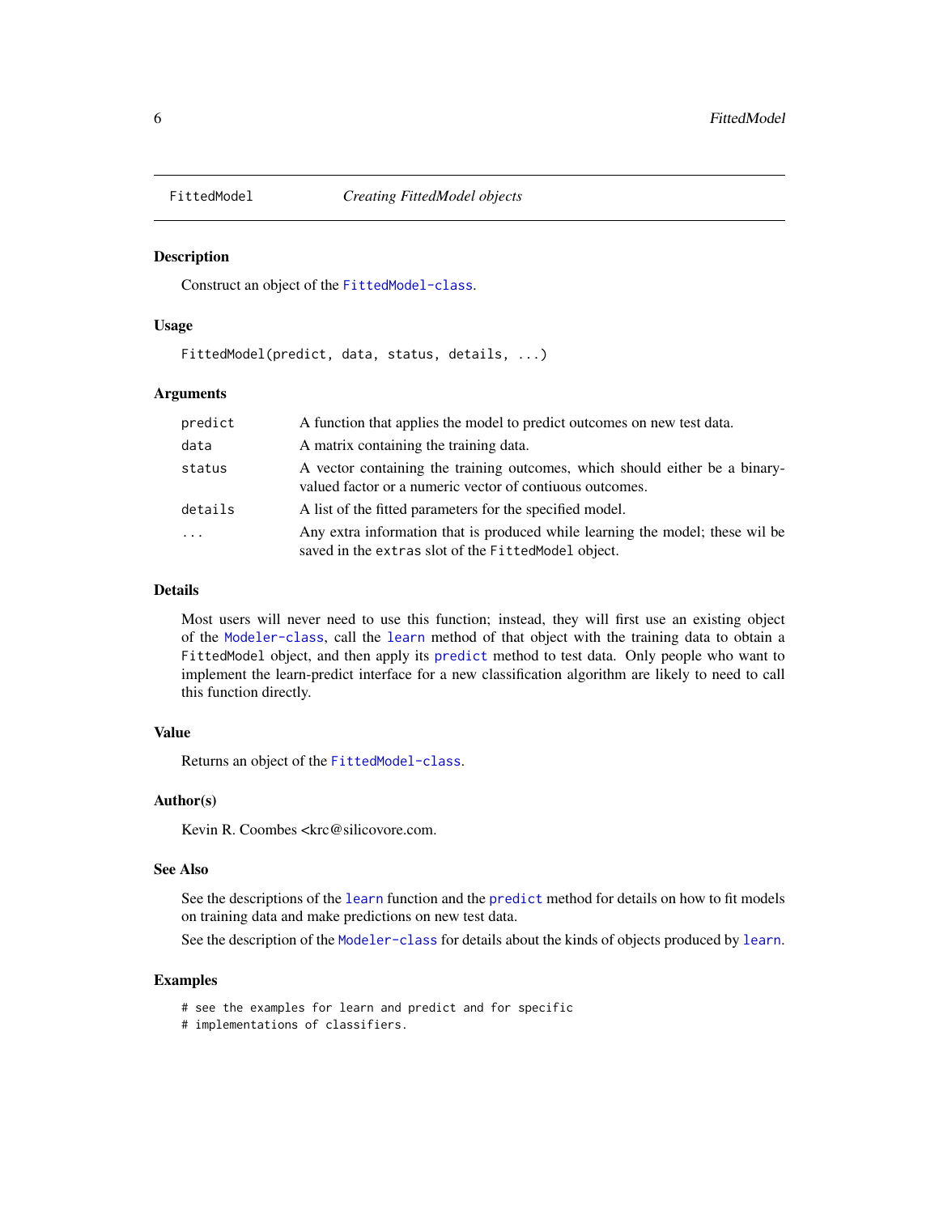# FittedModel — *Creating FittedModel objects*

## Description

Construct an object of the `FittedModel-class`.

## Usage

```
FittedModel(predict, data, status, details, ...)
```

## Arguments

| | |
|---|---|
| `predict` | A function that applies the model to predict outcomes on new test data. |
| `data` | A matrix containing the training data. |
| `status` | A vector containing the training outcomes, which should either be a binary-valued factor or a numeric vector of contiuous outcomes. |
| `details` | A list of the fitted parameters for the specified model. |
| `...` | Any extra information that is produced while learning the model; these wil be saved in the `extras` slot of the `FittedModel` object. |

## Details

Most users will never need to use this function; instead, they will first use an existing object of the `Modeler-class`, call the `learn` method of that object with the training data to obtain a `FittedModel` object, and then apply its `predict` method to test data. Only people who want to implement the learn-predict interface for a new classification algorithm are likely to need to call this function directly.

## Value

Returns an object of the `FittedModel-class`.

## Author(s)

Kevin R. Coombes <krc@silicovore.com.

## See Also

See the descriptions of the `learn` function and the `predict` method for details on how to fit models on training data and make predictions on new test data.

See the description of the `Modeler-class` for details about the kinds of objects produced by `learn`.

## Examples

```
# see the examples for learn and predict and for specific
# implementations of classifiers.
```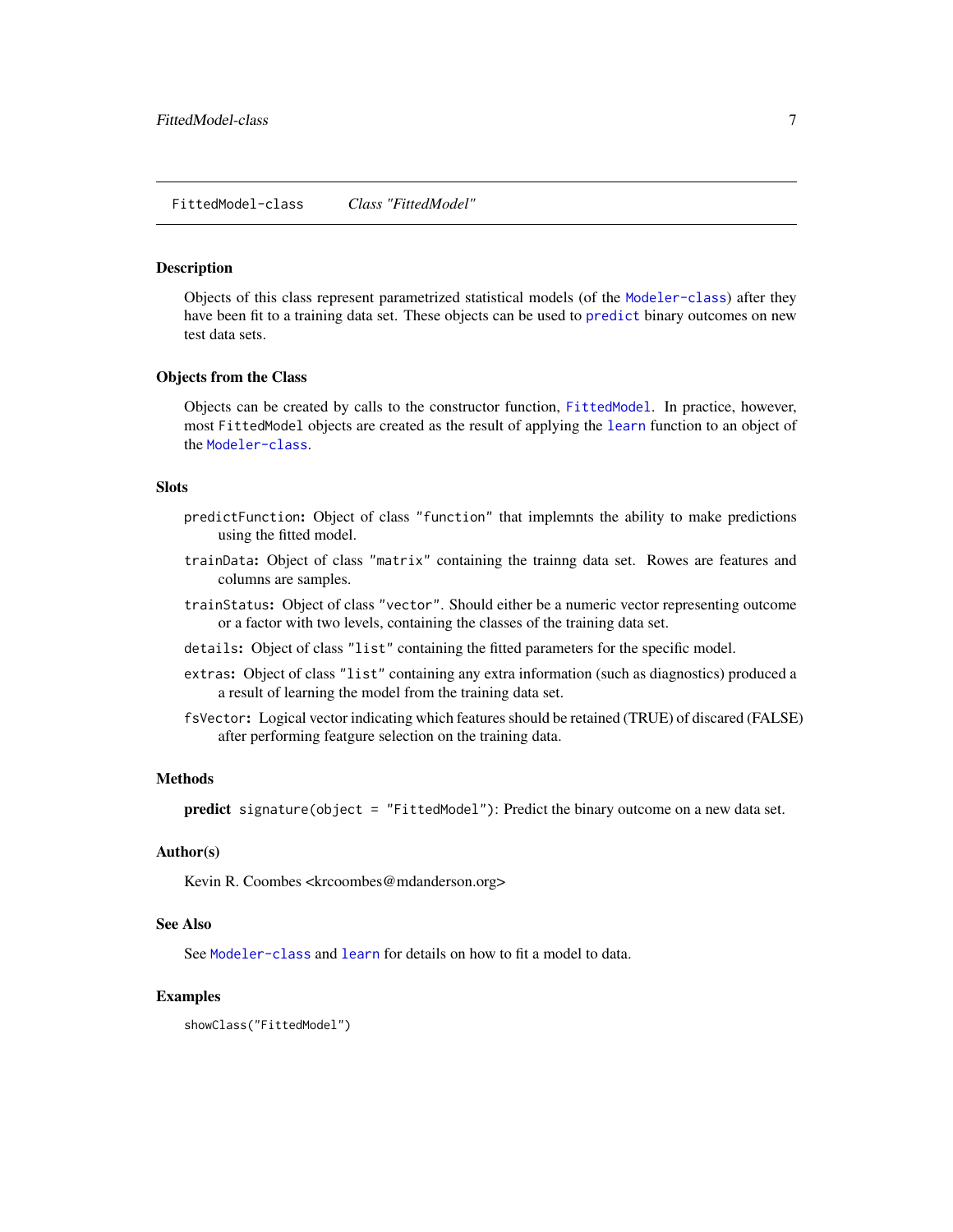FittedModel-class *Class "FittedModel"*

## Description

Objects of this class represent parametrized statistical models (of the `Modeler-class`) after they have been fit to a training data set. These objects can be used to `predict` binary outcomes on new test data sets.

## Objects from the Class

Objects can be created by calls to the constructor function, `FittedModel`. In practice, however, most `FittedModel` objects are created as the result of applying the `learn` function to an object of the `Modeler-class`.

## Slots

`predictFunction`: Object of class `"function"` that implemnts the ability to make predictions using the fitted model.

`trainData`: Object of class `"matrix"` containing the trainng data set. Rowes are features and columns are samples.

`trainStatus`: Object of class `"vector"`. Should either be a numeric vector representing outcome or a factor with two levels, containing the classes of the training data set.

`details`: Object of class `"list"` containing the fitted parameters for the specific model.

`extras`: Object of class `"list"` containing any extra information (such as diagnostics) produced a a result of learning the model from the training data set.

`fsVector`: Logical vector indicating which features should be retained (TRUE) of discared (FALSE) after performing featgure selection on the training data.

## Methods

**predict** `signature(object = "FittedModel")`: Predict the binary outcome on a new data set.

## Author(s)

Kevin R. Coombes <krcoombes@mdanderson.org>

## See Also

See `Modeler-class` and `learn` for details on how to fit a model to data.

## Examples

```
showClass("FittedModel")
```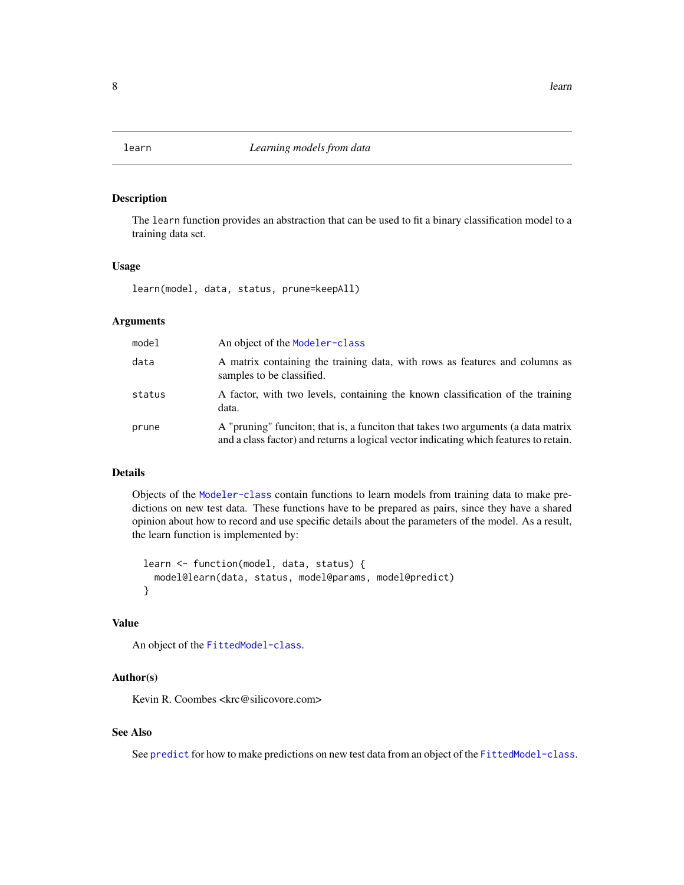# learn — *Learning models from data*

## Description

The `learn` function provides an abstraction that can be used to fit a binary classification model to a training data set.

## Usage

```
learn(model, data, status, prune=keepAll)
```

## Arguments

| | |
|---|---|
| `model` | An object of the `Modeler-class` |
| `data` | A matrix containing the training data, with rows as features and columns as samples to be classified. |
| `status` | A factor, with two levels, containing the known classification of the training data. |
| `prune` | A "pruning" funciton; that is, a funciton that takes two arguments (a data matrix and a class factor) and returns a logical vector indicating which features to retain. |

## Details

Objects of the `Modeler-class` contain functions to learn models from training data to make predictions on new test data. These functions have to be prepared as pairs, since they have a shared opinion about how to record and use specific details about the parameters of the model. As a result, the learn function is implemented by:

```
learn <- function(model, data, status) {
  model@learn(data, status, model@params, model@predict)
}
```

## Value

An object of the `FittedModel-class`.

## Author(s)

Kevin R. Coombes <krc@silicovore.com>

## See Also

See `predict` for how to make predictions on new test data from an object of the `FittedModel-class`.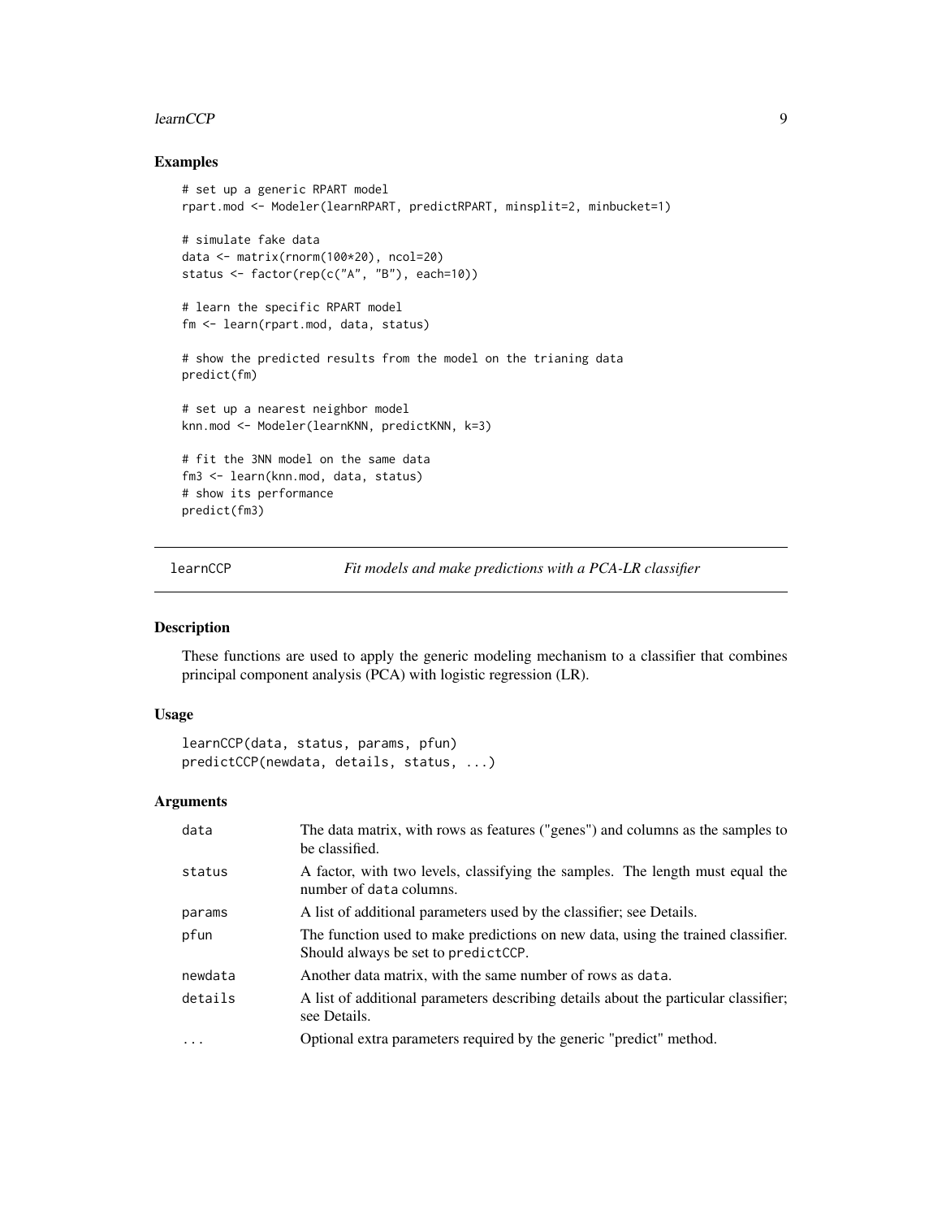## Examples

```
# set up a generic RPART model
rpart.mod <- Modeler(learnRPART, predictRPART, minsplit=2, minbucket=1)

# simulate fake data
data <- matrix(rnorm(100*20), ncol=20)
status <- factor(rep(c("A", "B"), each=10))

# learn the specific RPART model
fm <- learn(rpart.mod, data, status)

# show the predicted results from the model on the trianing data
predict(fm)

# set up a nearest neighbor model
knn.mod <- Modeler(learnKNN, predictKNN, k=3)

# fit the 3NN model on the same data
fm3 <- learn(knn.mod, data, status)
# show its performance
predict(fm3)
```

---

# learnCCP — *Fit models and make predictions with a PCA-LR classifier*

## Description

These functions are used to apply the generic modeling mechanism to a classifier that combines principal component analysis (PCA) with logistic regression (LR).

## Usage

```
learnCCP(data, status, params, pfun)
predictCCP(newdata, details, status, ...)
```

## Arguments

| | |
|---|---|
| data | The data matrix, with rows as features ("genes") and columns as the samples to be classified. |
| status | A factor, with two levels, classifying the samples. The length must equal the number of data columns. |
| params | A list of additional parameters used by the classifier; see Details. |
| pfun | The function used to make predictions on new data, using the trained classifier. Should always be set to predictCCP. |
| newdata | Another data matrix, with the same number of rows as data. |
| details | A list of additional parameters describing details about the particular classifier; see Details. |
| ... | Optional extra parameters required by the generic "predict" method. |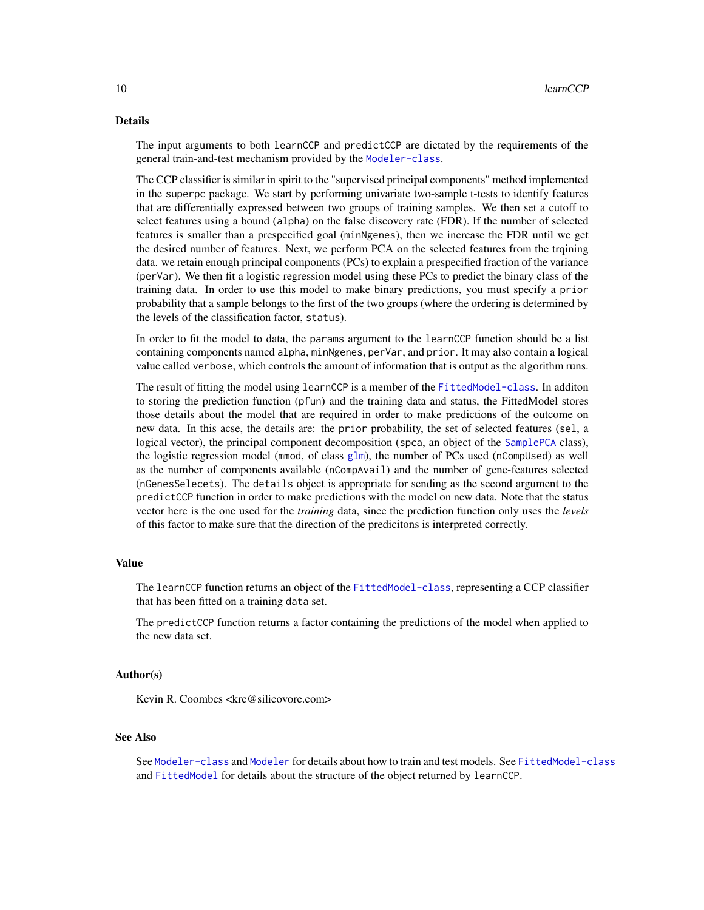## Details

The input arguments to both `learnCCP` and `predictCCP` are dictated by the requirements of the general train-and-test mechanism provided by the `Modeler-class`.

The CCP classifier is similar in spirit to the "supervised principal components" method implemented in the `superpc` package. We start by performing univariate two-sample t-tests to identify features that are differentially expressed between two groups of training samples. We then set a cutoff to select features using a bound (`alpha`) on the false discovery rate (FDR). If the number of selected features is smaller than a prespecified goal (`minNgenes`), then we increase the FDR until we get the desired number of features. Next, we perform PCA on the selected features from the trqining data. we retain enough principal components (PCs) to explain a prespecified fraction of the variance (`perVar`). We then fit a logistic regression model using these PCs to predict the binary class of the training data. In order to use this model to make binary predictions, you must specify a `prior` probability that a sample belongs to the first of the two groups (where the ordering is determined by the levels of the classification factor, `status`).

In order to fit the model to data, the `params` argument to the `learnCCP` function should be a list containing components named `alpha`, `minNgenes`, `perVar`, and `prior`. It may also contain a logical value called `verbose`, which controls the amount of information that is output as the algorithm runs.

The result of fitting the model using `learnCCP` is a member of the `FittedModel-class`. In additon to storing the prediction function (`pfun`) and the training data and status, the FittedModel stores those details about the model that are required in order to make predictions of the outcome on new data. In this acse, the details are: the `prior` probability, the set of selected features (`sel`, a logical vector), the principal component decomposition (`spca`, an object of the `SamplePCA` class), the logistic regression model (`mmod`, of class `glm`), the number of PCs used (`nCompUsed`) as well as the number of components available (`nCompAvail`) and the number of gene-features selected (`nGenesSelecets`). The `details` object is appropriate for sending as the second argument to the `predictCCP` function in order to make predictions with the model on new data. Note that the status vector here is the one used for the *training* data, since the prediction function only uses the *levels* of this factor to make sure that the direction of the predicitons is interpreted correctly.

## Value

The `learnCCP` function returns an object of the `FittedModel-class`, representing a CCP classifier that has been fitted on a training `data` set.

The `predictCCP` function returns a factor containing the predictions of the model when applied to the new data set.

## Author(s)

Kevin R. Coombes <krc@silicovore.com>

## See Also

See `Modeler-class` and `Modeler` for details about how to train and test models. See `FittedModel-class` and `FittedModel` for details about the structure of the object returned by `learnCCP`.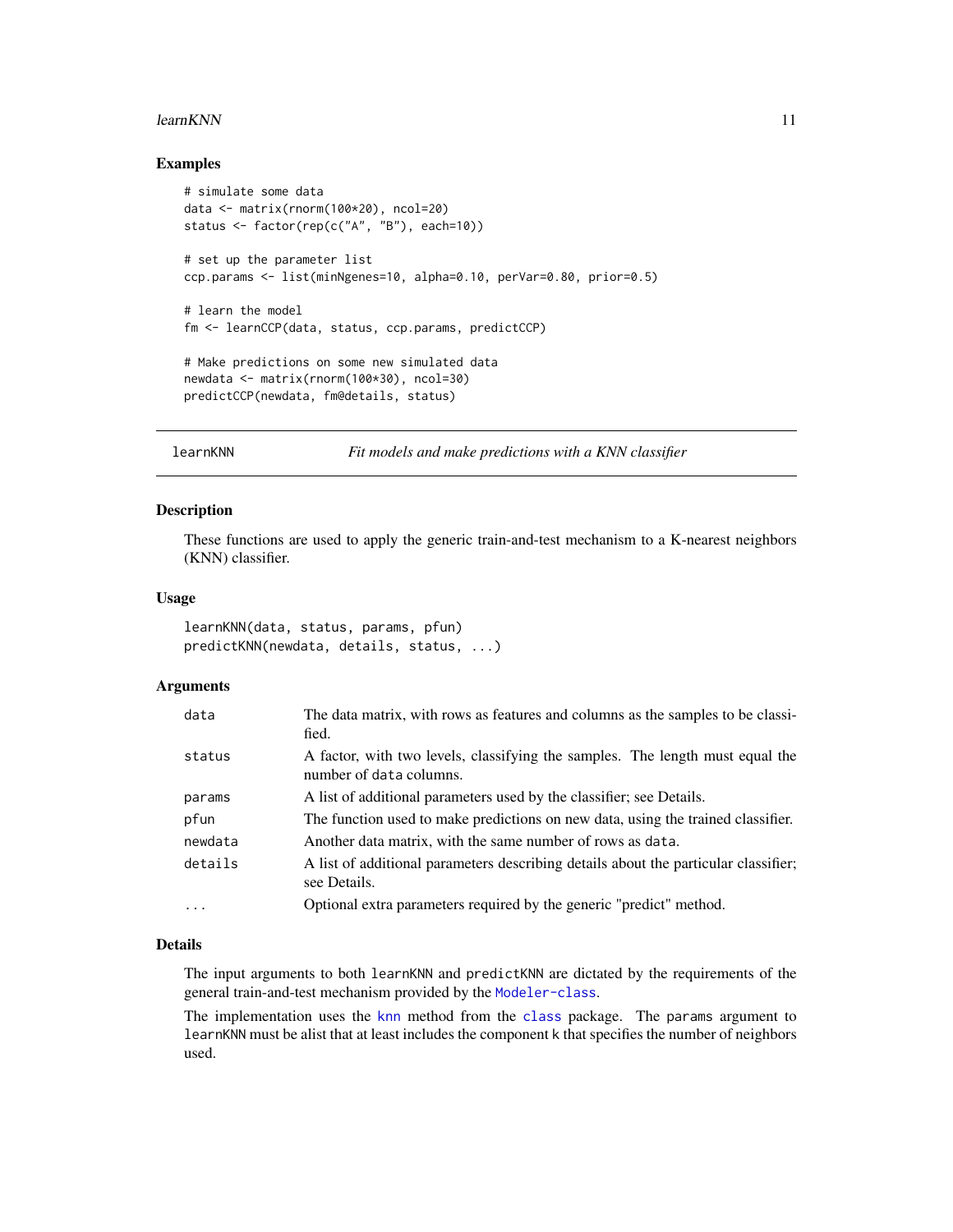### Examples

```
# simulate some data
data <- matrix(rnorm(100*20), ncol=20)
status <- factor(rep(c("A", "B"), each=10))

# set up the parameter list
ccp.params <- list(minNgenes=10, alpha=0.10, perVar=0.80, prior=0.5)

# learn the model
fm <- learnCCP(data, status, ccp.params, predictCCP)

# Make predictions on some new simulated data
newdata <- matrix(rnorm(100*30), ncol=30)
predictCCP(newdata, fm@details, status)
```

---

## learnKNN — *Fit models and make predictions with a KNN classifier*

---

### Description

These functions are used to apply the generic train-and-test mechanism to a K-nearest neighbors (KNN) classifier.

### Usage

```
learnKNN(data, status, params, pfun)
predictKNN(newdata, details, status, ...)
```

### Arguments

| | |
|---|---|
| data | The data matrix, with rows as features and columns as the samples to be classified. |
| status | A factor, with two levels, classifying the samples. The length must equal the number of data columns. |
| params | A list of additional parameters used by the classifier; see Details. |
| pfun | The function used to make predictions on new data, using the trained classifier. |
| newdata | Another data matrix, with the same number of rows as data. |
| details | A list of additional parameters describing details about the particular classifier; see Details. |
| ... | Optional extra parameters required by the generic "predict" method. |

### Details

The input arguments to both `learnKNN` and `predictKNN` are dictated by the requirements of the general train-and-test mechanism provided by the `Modeler-class`.

The implementation uses the `knn` method from the `class` package. The `params` argument to `learnKNN` must be alist that at least includes the component `k` that specifies the number of neighbors used.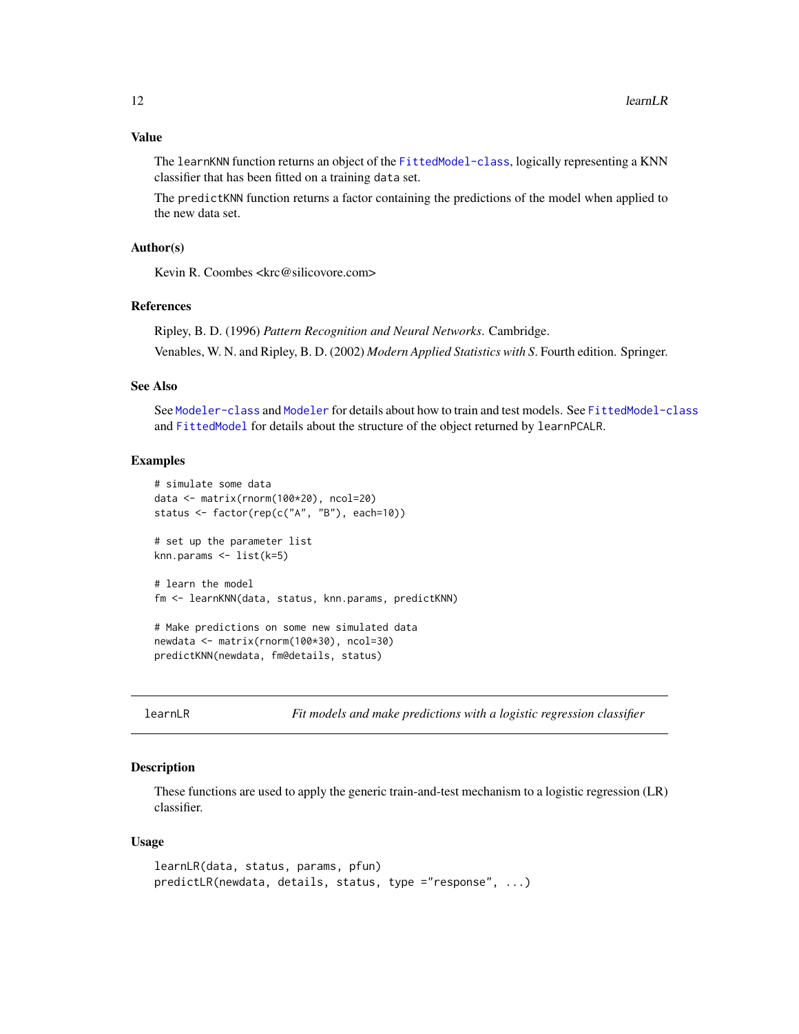### Value

The `learnKNN` function returns an object of the `FittedModel-class`, logically representing a KNN classifier that has been fitted on a training `data` set.

The `predictKNN` function returns a factor containing the predictions of the model when applied to the new data set.

### Author(s)

Kevin R. Coombes <krc@silicovore.com>

### References

Ripley, B. D. (1996) *Pattern Recognition and Neural Networks*. Cambridge.

Venables, W. N. and Ripley, B. D. (2002) *Modern Applied Statistics with S*. Fourth edition. Springer.

### See Also

See `Modeler-class` and `Modeler` for details about how to train and test models. See `FittedModel-class` and `FittedModel` for details about the structure of the object returned by `learnPCALR`.

### Examples

```
# simulate some data
data <- matrix(rnorm(100*20), ncol=20)
status <- factor(rep(c("A", "B"), each=10))

# set up the parameter list
knn.params <- list(k=5)

# learn the model
fm <- learnKNN(data, status, knn.params, predictKNN)

# Make predictions on some new simulated data
newdata <- matrix(rnorm(100*30), ncol=30)
predictKNN(newdata, fm@details, status)
```

---

## learnLR — *Fit models and make predictions with a logistic regression classifier*

### Description

These functions are used to apply the generic train-and-test mechanism to a logistic regression (LR) classifier.

### Usage

```
learnLR(data, status, params, pfun)
predictLR(newdata, details, status, type ="response", ...)
```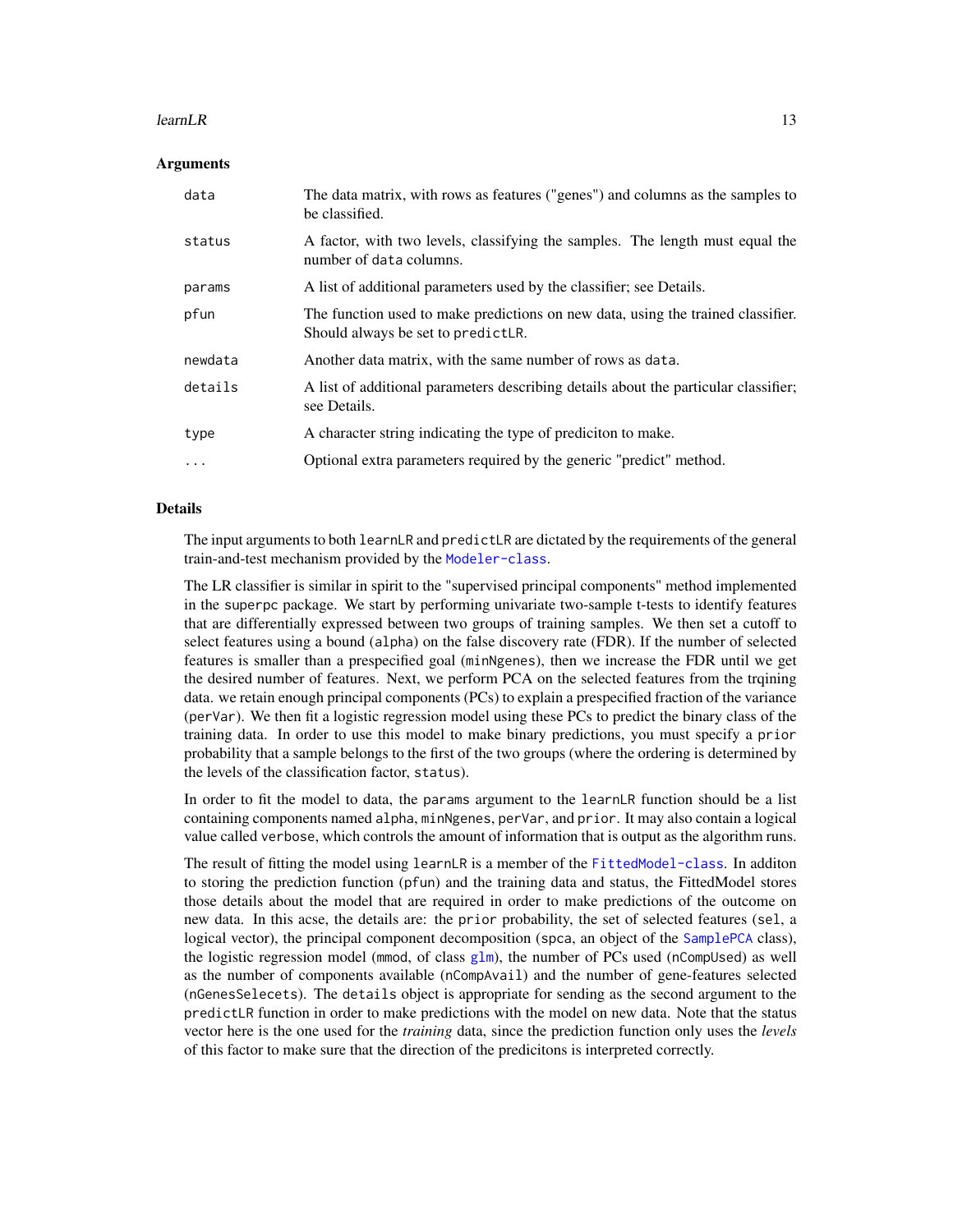### Arguments

| | |
|---|---|
| `data` | The data matrix, with rows as features ("genes") and columns as the samples to be classified. |
| `status` | A factor, with two levels, classifying the samples. The length must equal the number of `data` columns. |
| `params` | A list of additional parameters used by the classifier; see Details. |
| `pfun` | The function used to make predictions on new data, using the trained classifier. Should always be set to `predictLR`. |
| `newdata` | Another data matrix, with the same number of rows as `data`. |
| `details` | A list of additional parameters describing details about the particular classifier; see Details. |
| `type` | A character string indicating the type of prediciton to make. |
| `...` | Optional extra parameters required by the generic "predict" method. |

### Details

The input arguments to both `learnLR` and `predictLR` are dictated by the requirements of the general train-and-test mechanism provided by the `Modeler-class`.

The LR classifier is similar in spirit to the "supervised principal components" method implemented in the `superpc` package. We start by performing univariate two-sample t-tests to identify features that are differentially expressed between two groups of training samples. We then set a cutoff to select features using a bound (`alpha`) on the false discovery rate (FDR). If the number of selected features is smaller than a prespecified goal (`minNgenes`), then we increase the FDR until we get the desired number of features. Next, we perform PCA on the selected features from the trqining data. we retain enough principal components (PCs) to explain a prespecified fraction of the variance (`perVar`). We then fit a logistic regression model using these PCs to predict the binary class of the training data. In order to use this model to make binary predictions, you must specify a `prior` probability that a sample belongs to the first of the two groups (where the ordering is determined by the levels of the classification factor, `status`).

In order to fit the model to data, the `params` argument to the `learnLR` function should be a list containing components named `alpha`, `minNgenes`, `perVar`, and `prior`. It may also contain a logical value called `verbose`, which controls the amount of information that is output as the algorithm runs.

The result of fitting the model using `learnLR` is a member of the `FittedModel-class`. In additon to storing the prediction function (`pfun`) and the training data and status, the FittedModel stores those details about the model that are required in order to make predictions of the outcome on new data. In this acse, the details are: the `prior` probability, the set of selected features (`sel`, a logical vector), the principal component decomposition (`spca`, an object of the `SamplePCA` class), the logistic regression model (`mmod`, of class `glm`), the number of PCs used (`nCompUsed`) as well as the number of components available (`nCompAvail`) and the number of gene-features selected (`nGenesSelecets`). The `details` object is appropriate for sending as the second argument to the `predictLR` function in order to make predictions with the model on new data. Note that the status vector here is the one used for the *training* data, since the prediction function only uses the *levels* of this factor to make sure that the direction of the predicitons is interpreted correctly.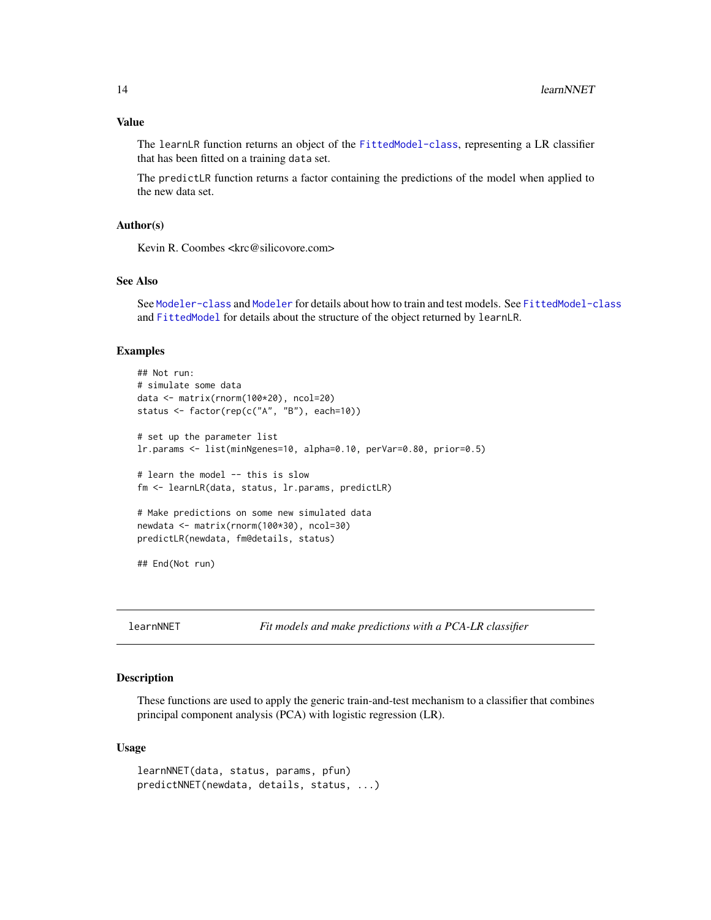## Value

The `learnLR` function returns an object of the `FittedModel-class`, representing a LR classifier that has been fitted on a training `data` set.

The `predictLR` function returns a factor containing the predictions of the model when applied to the new data set.

## Author(s)

Kevin R. Coombes <krc@silicovore.com>

## See Also

See `Modeler-class` and `Modeler` for details about how to train and test models. See `FittedModel-class` and `FittedModel` for details about the structure of the object returned by `learnLR`.

## Examples

```
## Not run:
# simulate some data
data <- matrix(rnorm(100*20), ncol=20)
status <- factor(rep(c("A", "B"), each=10))

# set up the parameter list
lr.params <- list(minNgenes=10, alpha=0.10, perVar=0.80, prior=0.5)

# learn the model -- this is slow
fm <- learnLR(data, status, lr.params, predictLR)

# Make predictions on some new simulated data
newdata <- matrix(rnorm(100*30), ncol=30)
predictLR(newdata, fm@details, status)

## End(Not run)
```

---

`learnNNET` *Fit models and make predictions with a PCA-LR classifier*

---

## Description

These functions are used to apply the generic train-and-test mechanism to a classifier that combines principal component analysis (PCA) with logistic regression (LR).

## Usage

```
learnNNET(data, status, params, pfun)
predictNNET(newdata, details, status, ...)
```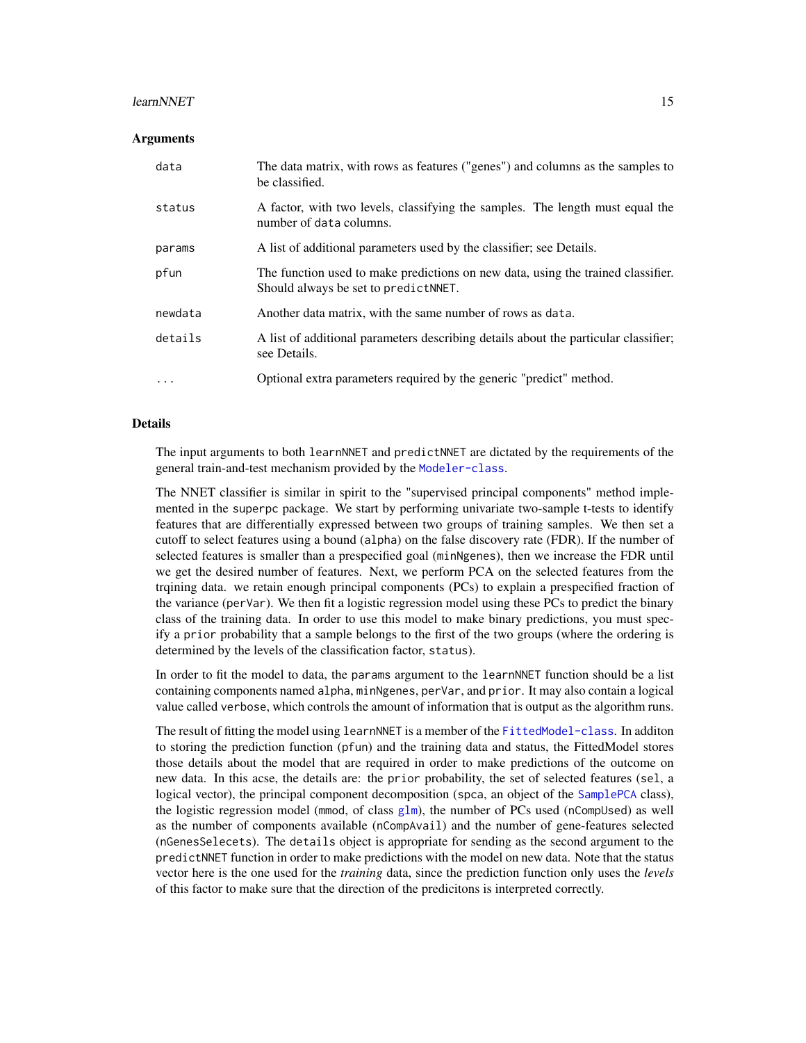### Arguments

| | |
|---|---|
| `data` | The data matrix, with rows as features ("genes") and columns as the samples to be classified. |
| `status` | A factor, with two levels, classifying the samples. The length must equal the number of `data` columns. |
| `params` | A list of additional parameters used by the classifier; see Details. |
| `pfun` | The function used to make predictions on new data, using the trained classifier. Should always be set to `predictNNET`. |
| `newdata` | Another data matrix, with the same number of rows as `data`. |
| `details` | A list of additional parameters describing details about the particular classifier; see Details. |
| `...` | Optional extra parameters required by the generic "predict" method. |

### Details

The input arguments to both `learnNNET` and `predictNNET` are dictated by the requirements of the general train-and-test mechanism provided by the `Modeler-class`.

The NNET classifier is similar in spirit to the "supervised principal components" method implemented in the `superpc` package. We start by performing univariate two-sample t-tests to identify features that are differentially expressed between two groups of training samples. We then set a cutoff to select features using a bound (`alpha`) on the false discovery rate (FDR). If the number of selected features is smaller than a prespecified goal (`minNgenes`), then we increase the FDR until we get the desired number of features. Next, we perform PCA on the selected features from the trqining data. we retain enough principal components (PCs) to explain a prespecified fraction of the variance (`perVar`). We then fit a logistic regression model using these PCs to predict the binary class of the training data. In order to use this model to make binary predictions, you must specify a `prior` probability that a sample belongs to the first of the two groups (where the ordering is determined by the levels of the classification factor, `status`).

In order to fit the model to data, the `params` argument to the `learnNNET` function should be a list containing components named `alpha`, `minNgenes`, `perVar`, and `prior`. It may also contain a logical value called `verbose`, which controls the amount of information that is output as the algorithm runs.

The result of fitting the model using `learnNNET` is a member of the `FittedModel-class`. In additon to storing the prediction function (`pfun`) and the training data and status, the FittedModel stores those details about the model that are required in order to make predictions of the outcome on new data. In this acse, the details are: the `prior` probability, the set of selected features (`sel`, a logical vector), the principal component decomposition (`spca`, an object of the `SamplePCA` class), the logistic regression model (`mmod`, of class `glm`), the number of PCs used (`nCompUsed`) as well as the number of components available (`nCompAvail`) and the number of gene-features selected (`nGenesSelecets`). The `details` object is appropriate for sending as the second argument to the `predictNNET` function in order to make predictions with the model on new data. Note that the status vector here is the one used for the *training* data, since the prediction function only uses the *levels* of this factor to make sure that the direction of the predicitons is interpreted correctly.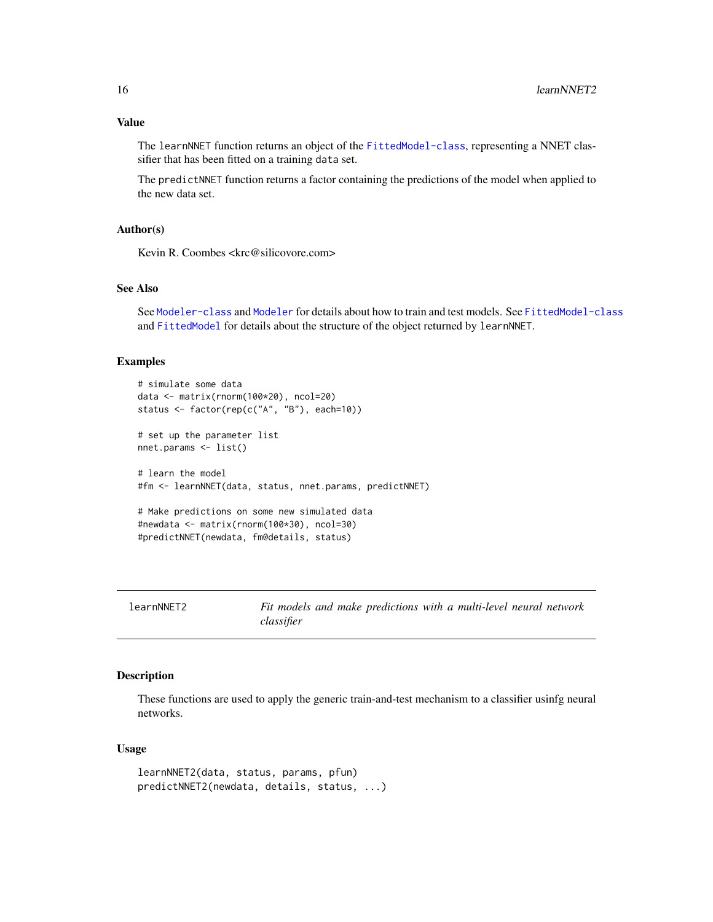### Value

The `learnNNET` function returns an object of the `FittedModel-class`, representing a NNET classifier that has been fitted on a training `data` set.

The `predictNNET` function returns a factor containing the predictions of the model when applied to the new data set.

### Author(s)

Kevin R. Coombes <krc@silicovore.com>

### See Also

See `Modeler-class` and `Modeler` for details about how to train and test models. See `FittedModel-class` and `FittedModel` for details about the structure of the object returned by `learnNNET`.

### Examples

```
# simulate some data
data <- matrix(rnorm(100*20), ncol=20)
status <- factor(rep(c("A", "B"), each=10))

# set up the parameter list
nnet.params <- list()

# learn the model
#fm <- learnNNET(data, status, nnet.params, predictNNET)

# Make predictions on some new simulated data
#newdata <- matrix(rnorm(100*30), ncol=30)
#predictNNET(newdata, fm@details, status)
```

---

## learnNNET2 — *Fit models and make predictions with a multi-level neural network classifier*

---

### Description

These functions are used to apply the generic train-and-test mechanism to a classifier usinfg neural networks.

### Usage

```
learnNNET2(data, status, params, pfun)
predictNNET2(newdata, details, status, ...)
```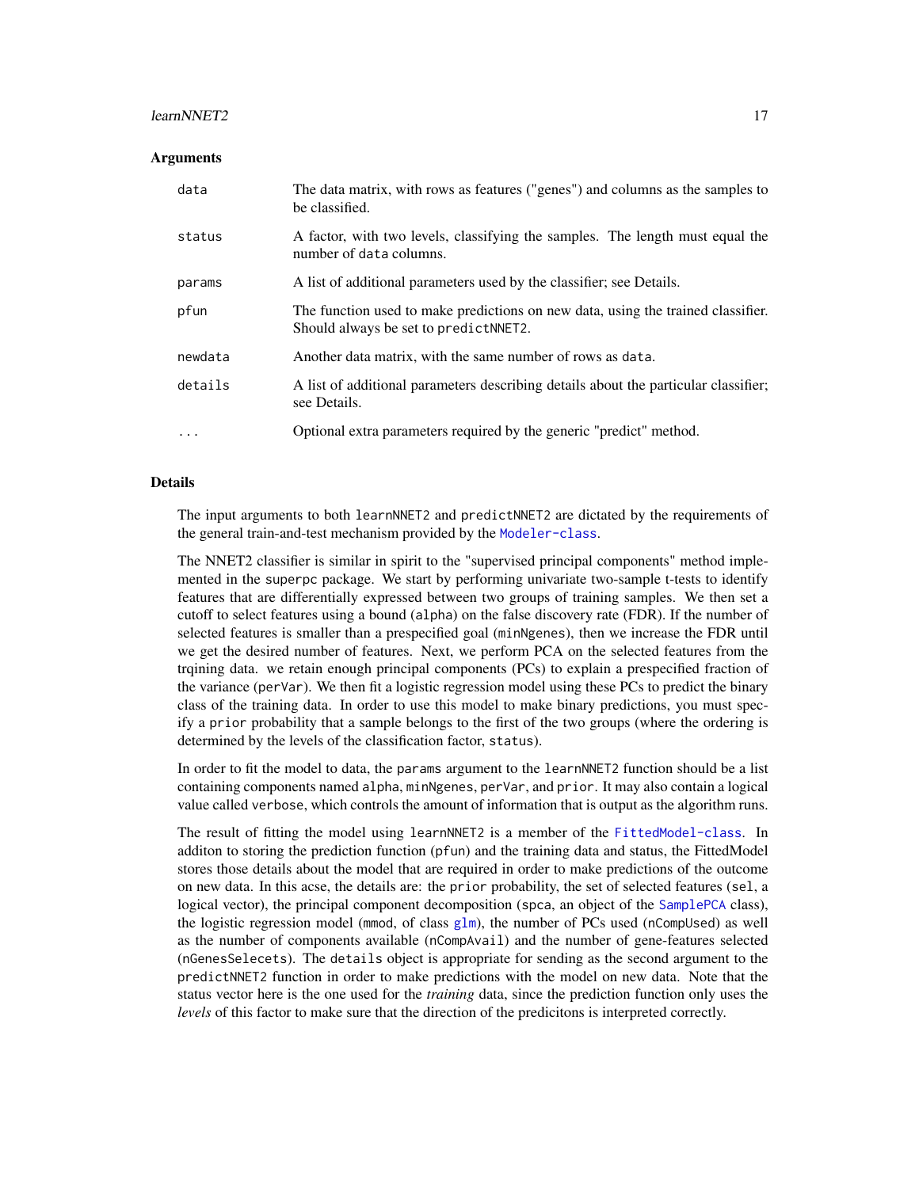### Arguments

| | |
|---|---|
| `data` | The data matrix, with rows as features ("genes") and columns as the samples to be classified. |
| `status` | A factor, with two levels, classifying the samples. The length must equal the number of `data` columns. |
| `params` | A list of additional parameters used by the classifier; see Details. |
| `pfun` | The function used to make predictions on new data, using the trained classifier. Should always be set to `predictNNET2`. |
| `newdata` | Another data matrix, with the same number of rows as `data`. |
| `details` | A list of additional parameters describing details about the particular classifier; see Details. |
| `...` | Optional extra parameters required by the generic "predict" method. |

### Details

The input arguments to both `learnNNET2` and `predictNNET2` are dictated by the requirements of the general train-and-test mechanism provided by the `Modeler-class`.

The NNET2 classifier is similar in spirit to the "supervised principal components" method implemented in the `superpc` package. We start by performing univariate two-sample t-tests to identify features that are differentially expressed between two groups of training samples. We then set a cutoff to select features using a bound (`alpha`) on the false discovery rate (FDR). If the number of selected features is smaller than a prespecified goal (`minNgenes`), then we increase the FDR until we get the desired number of features. Next, we perform PCA on the selected features from the trqining data. we retain enough principal components (PCs) to explain a prespecified fraction of the variance (`perVar`). We then fit a logistic regression model using these PCs to predict the binary class of the training data. In order to use this model to make binary predictions, you must specify a `prior` probability that a sample belongs to the first of the two groups (where the ordering is determined by the levels of the classification factor, `status`).

In order to fit the model to data, the `params` argument to the `learnNNET2` function should be a list containing components named `alpha`, `minNgenes`, `perVar`, and `prior`. It may also contain a logical value called `verbose`, which controls the amount of information that is output as the algorithm runs.

The result of fitting the model using `learnNNET2` is a member of the `FittedModel-class`. In additon to storing the prediction function (`pfun`) and the training data and status, the FittedModel stores those details about the model that are required in order to make predictions of the outcome on new data. In this acse, the details are: the `prior` probability, the set of selected features (`sel`, a logical vector), the principal component decomposition (`spca`, an object of the `SamplePCA` class), the logistic regression model (`mmod`, of class `glm`), the number of PCs used (`nCompUsed`) as well as the number of components available (`nCompAvail`) and the number of gene-features selected (`nGenesSelecets`). The `details` object is appropriate for sending as the second argument to the `predictNNET2` function in order to make predictions with the model on new data. Note that the status vector here is the one used for the *training* data, since the prediction function only uses the *levels* of this factor to make sure that the direction of the predicitons is interpreted correctly.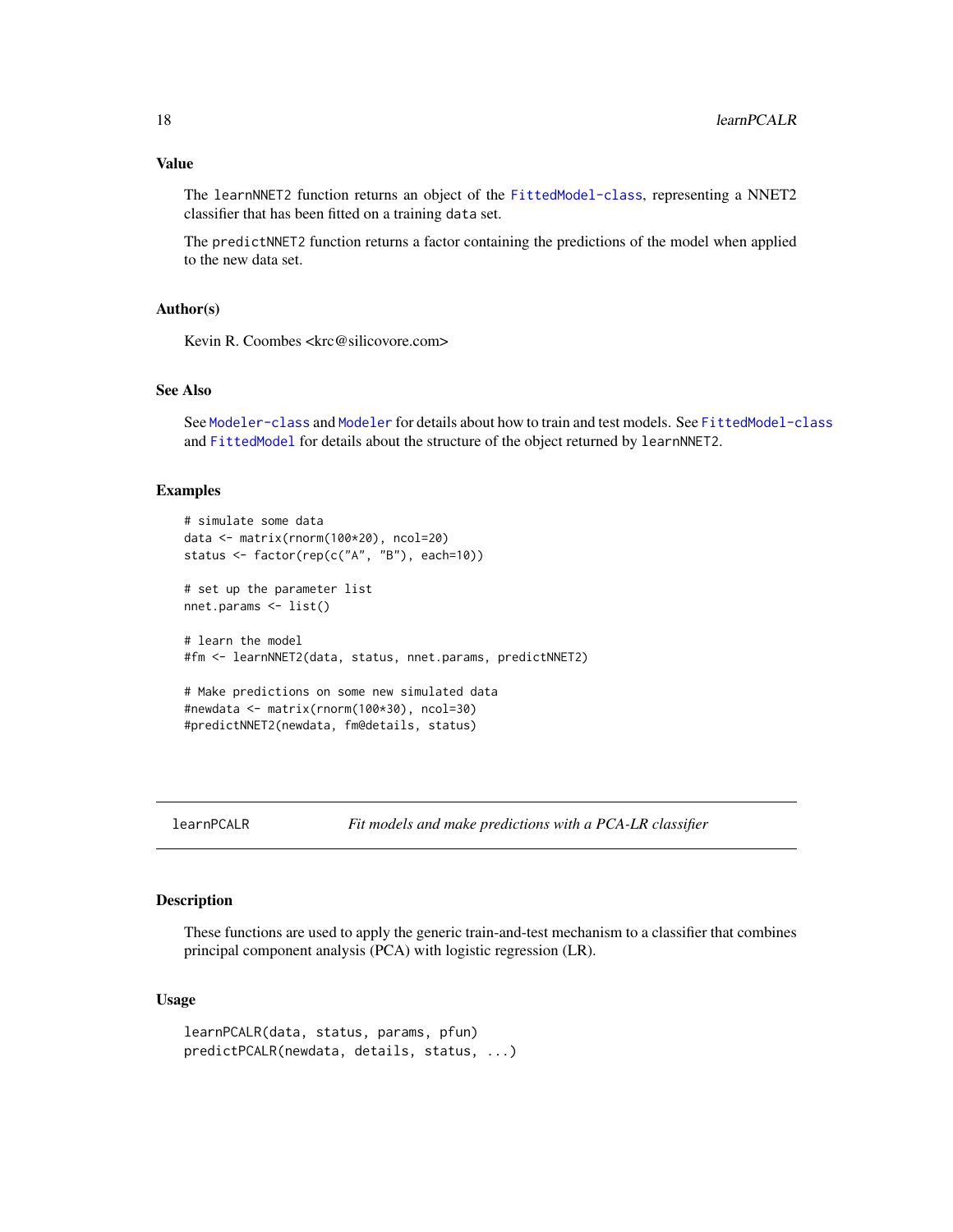### Value

The `learnNNET2` function returns an object of the `FittedModel-class`, representing a NNET2 classifier that has been fitted on a training `data` set.

The `predictNNET2` function returns a factor containing the predictions of the model when applied to the new data set.

### Author(s)

Kevin R. Coombes <krc@silicovore.com>

### See Also

See `Modeler-class` and `Modeler` for details about how to train and test models. See `FittedModel-class` and `FittedModel` for details about the structure of the object returned by `learnNNET2`.

### Examples

```
# simulate some data
data <- matrix(rnorm(100*20), ncol=20)
status <- factor(rep(c("A", "B"), each=10))

# set up the parameter list
nnet.params <- list()

# learn the model
#fm <- learnNNET2(data, status, nnet.params, predictNNET2)

# Make predictions on some new simulated data
#newdata <- matrix(rnorm(100*30), ncol=30)
#predictNNET2(newdata, fm@details, status)
```

---

## learnPCALR — *Fit models and make predictions with a PCA-LR classifier*

### Description

These functions are used to apply the generic train-and-test mechanism to a classifier that combines principal component analysis (PCA) with logistic regression (LR).

### Usage

```
learnPCALR(data, status, params, pfun)
predictPCALR(newdata, details, status, ...)
```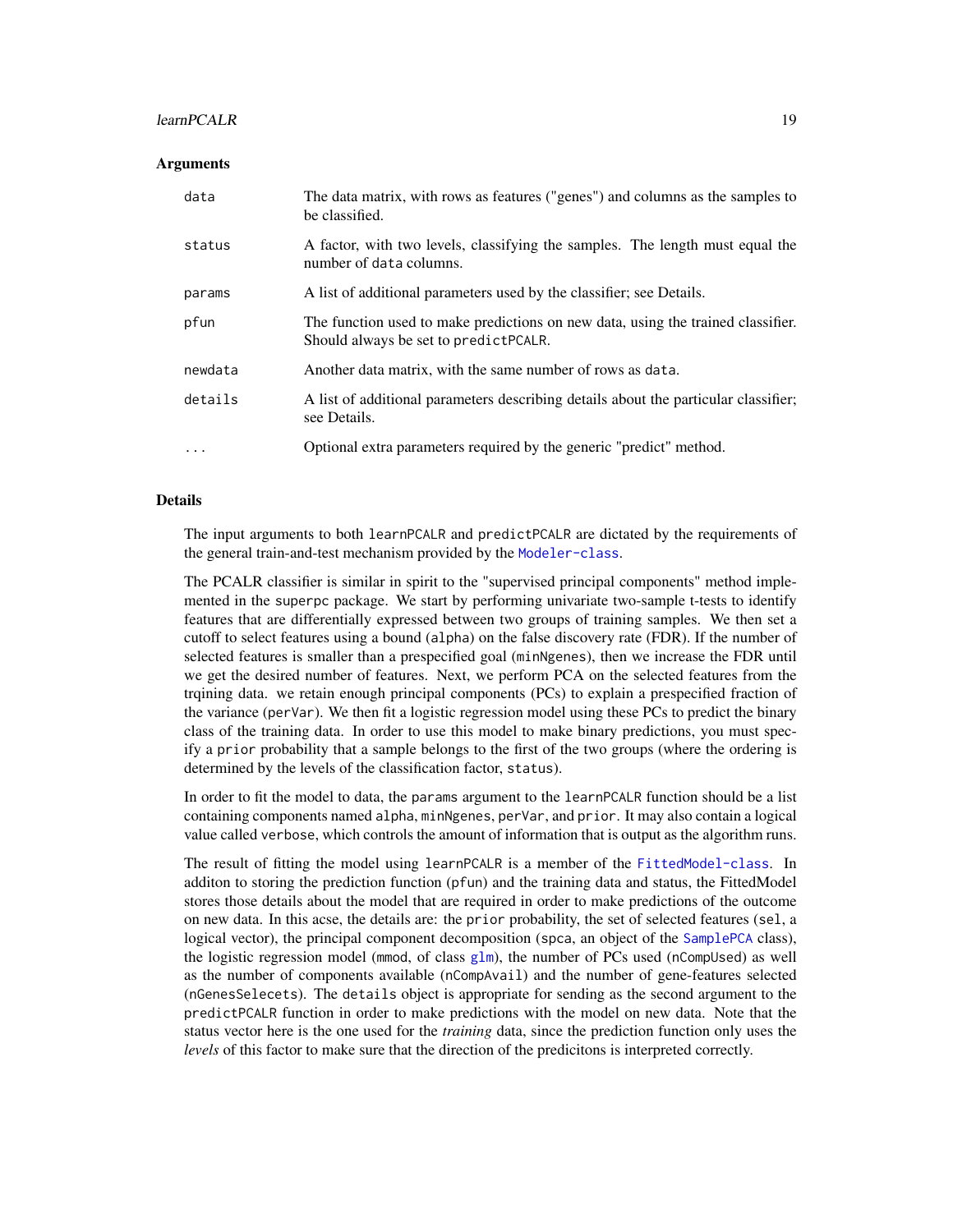## Arguments

| | |
|---|---|
| `data` | The data matrix, with rows as features ("genes") and columns as the samples to be classified. |
| `status` | A factor, with two levels, classifying the samples. The length must equal the number of `data` columns. |
| `params` | A list of additional parameters used by the classifier; see Details. |
| `pfun` | The function used to make predictions on new data, using the trained classifier. Should always be set to `predictPCALR`. |
| `newdata` | Another data matrix, with the same number of rows as `data`. |
| `details` | A list of additional parameters describing details about the particular classifier; see Details. |
| `...` | Optional extra parameters required by the generic "predict" method. |

## Details

The input arguments to both `learnPCALR` and `predictPCALR` are dictated by the requirements of the general train-and-test mechanism provided by the `Modeler-class`.

The PCALR classifier is similar in spirit to the "supervised principal components" method implemented in the `superpc` package. We start by performing univariate two-sample t-tests to identify features that are differentially expressed between two groups of training samples. We then set a cutoff to select features using a bound (`alpha`) on the false discovery rate (FDR). If the number of selected features is smaller than a prespecified goal (`minNgenes`), then we increase the FDR until we get the desired number of features. Next, we perform PCA on the selected features from the trqining data. we retain enough principal components (PCs) to explain a prespecified fraction of the variance (`perVar`). We then fit a logistic regression model using these PCs to predict the binary class of the training data. In order to use this model to make binary predictions, you must specify a `prior` probability that a sample belongs to the first of the two groups (where the ordering is determined by the levels of the classification factor, `status`).

In order to fit the model to data, the `params` argument to the `learnPCALR` function should be a list containing components named `alpha`, `minNgenes`, `perVar`, and `prior`. It may also contain a logical value called `verbose`, which controls the amount of information that is output as the algorithm runs.

The result of fitting the model using `learnPCALR` is a member of the `FittedModel-class`. In additon to storing the prediction function (`pfun`) and the training data and status, the FittedModel stores those details about the model that are required in order to make predictions of the outcome on new data. In this acse, the details are: the `prior` probability, the set of selected features (`sel`, a logical vector), the principal component decomposition (`spca`, an object of the `SamplePCA` class), the logistic regression model (`mmod`, of class `glm`), the number of PCs used (`nCompUsed`) as well as the number of components available (`nCompAvail`) and the number of gene-features selected (`nGenesSelecets`). The `details` object is appropriate for sending as the second argument to the `predictPCALR` function in order to make predictions with the model on new data. Note that the status vector here is the one used for the *training* data, since the prediction function only uses the *levels* of this factor to make sure that the direction of the predicitons is interpreted correctly.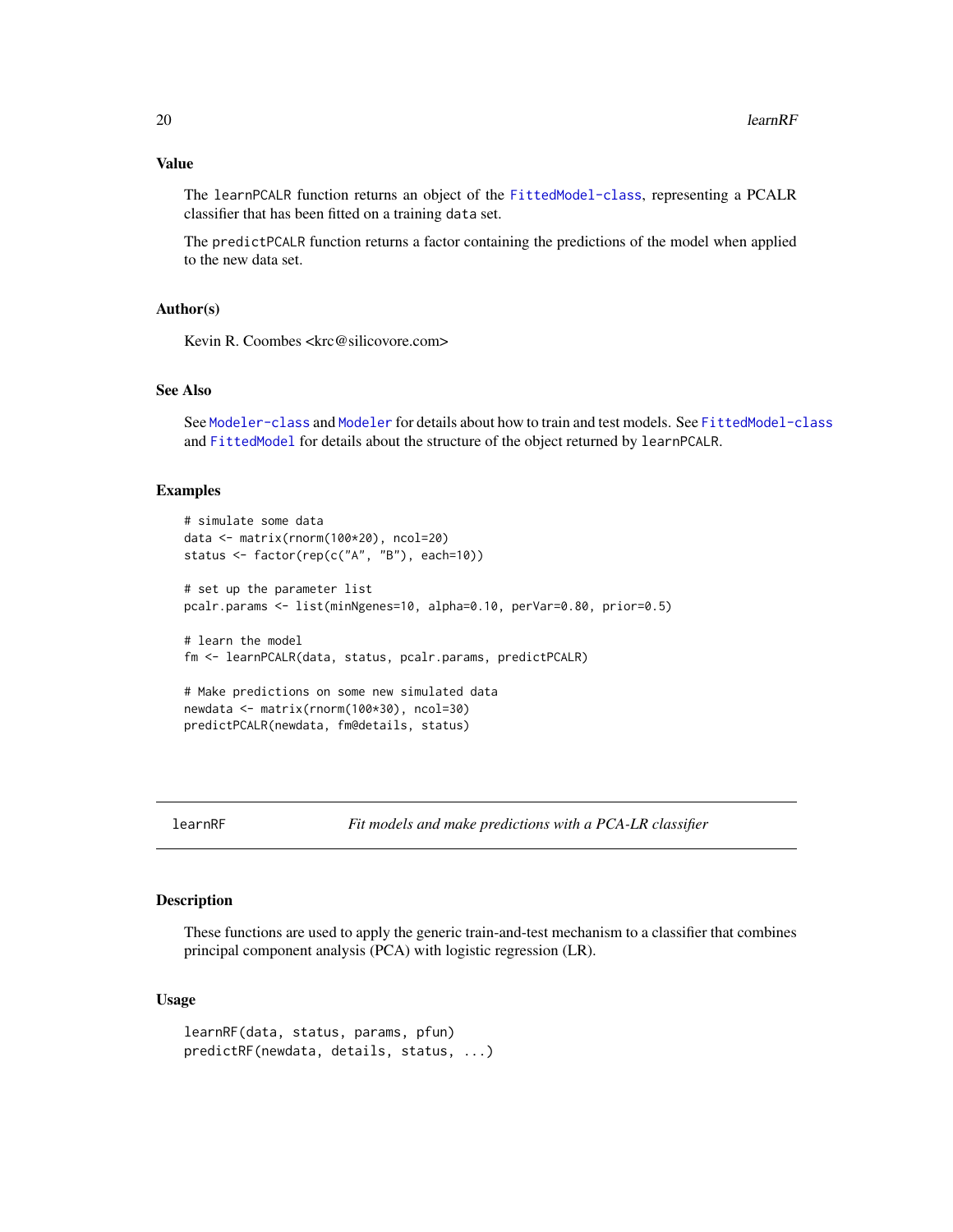## Value

The `learnPCALR` function returns an object of the `FittedModel-class`, representing a PCALR classifier that has been fitted on a training `data` set.

The `predictPCALR` function returns a factor containing the predictions of the model when applied to the new data set.

## Author(s)

Kevin R. Coombes <krc@silicovore.com>

## See Also

See `Modeler-class` and `Modeler` for details about how to train and test models. See `FittedModel-class` and `FittedModel` for details about the structure of the object returned by `learnPCALR`.

## Examples

```
# simulate some data
data <- matrix(rnorm(100*20), ncol=20)
status <- factor(rep(c("A", "B"), each=10))

# set up the parameter list
pcalr.params <- list(minNgenes=10, alpha=0.10, perVar=0.80, prior=0.5)

# learn the model
fm <- learnPCALR(data, status, pcalr.params, predictPCALR)

# Make predictions on some new simulated data
newdata <- matrix(rnorm(100*30), ncol=30)
predictPCALR(newdata, fm@details, status)
```

---

# learnRF    *Fit models and make predictions with a PCA-LR classifier*

## Description

These functions are used to apply the generic train-and-test mechanism to a classifier that combines principal component analysis (PCA) with logistic regression (LR).

## Usage

```
learnRF(data, status, params, pfun)
predictRF(newdata, details, status, ...)
```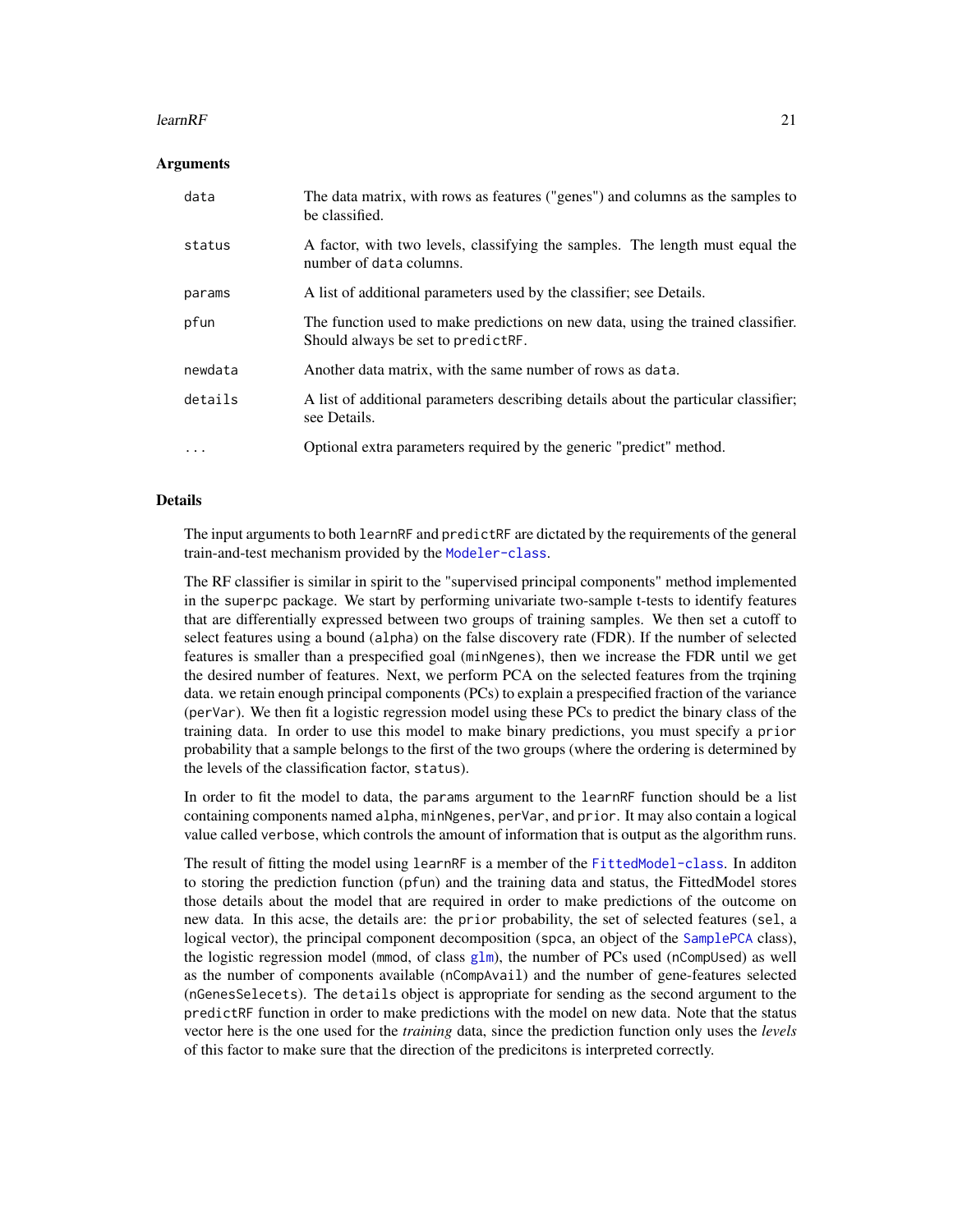## Arguments

| | |
|---|---|
| `data` | The data matrix, with rows as features ("genes") and columns as the samples to be classified. |
| `status` | A factor, with two levels, classifying the samples. The length must equal the number of `data` columns. |
| `params` | A list of additional parameters used by the classifier; see Details. |
| `pfun` | The function used to make predictions on new data, using the trained classifier. Should always be set to `predictRF`. |
| `newdata` | Another data matrix, with the same number of rows as `data`. |
| `details` | A list of additional parameters describing details about the particular classifier; see Details. |
| `...` | Optional extra parameters required by the generic "predict" method. |

## Details

The input arguments to both `learnRF` and `predictRF` are dictated by the requirements of the general train-and-test mechanism provided by the `Modeler-class`.

The RF classifier is similar in spirit to the "supervised principal components" method implemented in the `superpc` package. We start by performing univariate two-sample t-tests to identify features that are differentially expressed between two groups of training samples. We then set a cutoff to select features using a bound (`alpha`) on the false discovery rate (FDR). If the number of selected features is smaller than a prespecified goal (`minNgenes`), then we increase the FDR until we get the desired number of features. Next, we perform PCA on the selected features from the trqining data. we retain enough principal components (PCs) to explain a prespecified fraction of the variance (`perVar`). We then fit a logistic regression model using these PCs to predict the binary class of the training data. In order to use this model to make binary predictions, you must specify a `prior` probability that a sample belongs to the first of the two groups (where the ordering is determined by the levels of the classification factor, `status`).

In order to fit the model to data, the `params` argument to the `learnRF` function should be a list containing components named `alpha`, `minNgenes`, `perVar`, and `prior`. It may also contain a logical value called `verbose`, which controls the amount of information that is output as the algorithm runs.

The result of fitting the model using `learnRF` is a member of the `FittedModel-class`. In additon to storing the prediction function (`pfun`) and the training data and status, the FittedModel stores those details about the model that are required in order to make predictions of the outcome on new data. In this acse, the details are: the `prior` probability, the set of selected features (`sel`, a logical vector), the principal component decomposition (`spca`, an object of the `SamplePCA` class), the logistic regression model (`mmod`, of class `glm`), the number of PCs used (`nCompUsed`) as well as the number of components available (`nCompAvail`) and the number of gene-features selected (`nGenesSelecets`). The `details` object is appropriate for sending as the second argument to the `predictRF` function in order to make predictions with the model on new data. Note that the status vector here is the one used for the *training* data, since the prediction function only uses the *levels* of this factor to make sure that the direction of the predicitons is interpreted correctly.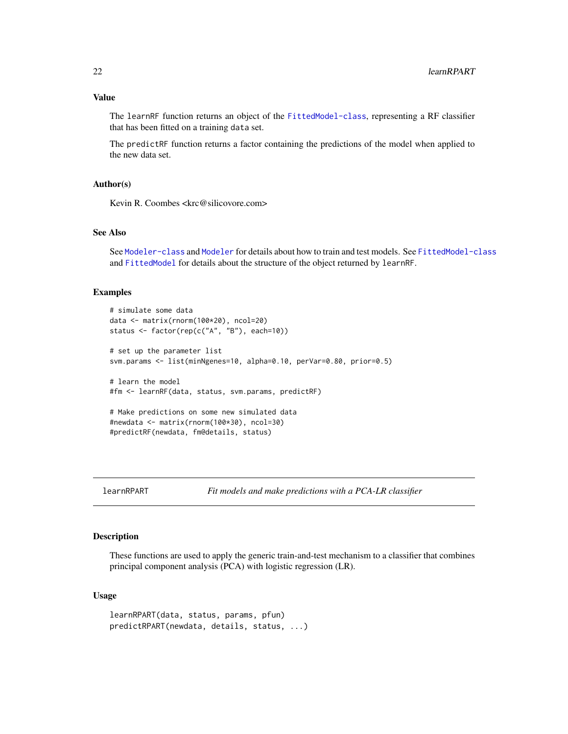## Value

The `learnRF` function returns an object of the `FittedModel-class`, representing a RF classifier that has been fitted on a training `data` set.

The `predictRF` function returns a factor containing the predictions of the model when applied to the new data set.

## Author(s)

Kevin R. Coombes <krc@silicovore.com>

## See Also

See `Modeler-class` and `Modeler` for details about how to train and test models. See `FittedModel-class` and `FittedModel` for details about the structure of the object returned by `learnRF`.

## Examples

```
# simulate some data
data <- matrix(rnorm(100*20), ncol=20)
status <- factor(rep(c("A", "B"), each=10))

# set up the parameter list
svm.params <- list(minNgenes=10, alpha=0.10, perVar=0.80, prior=0.5)

# learn the model
#fm <- learnRF(data, status, svm.params, predictRF)

# Make predictions on some new simulated data
#newdata <- matrix(rnorm(100*30), ncol=30)
#predictRF(newdata, fm@details, status)
```

---

`learnRPART` *Fit models and make predictions with a PCA-LR classifier*

---

## Description

These functions are used to apply the generic train-and-test mechanism to a classifier that combines principal component analysis (PCA) with logistic regression (LR).

## Usage

```
learnRPART(data, status, params, pfun)
predictRPART(newdata, details, status, ...)
```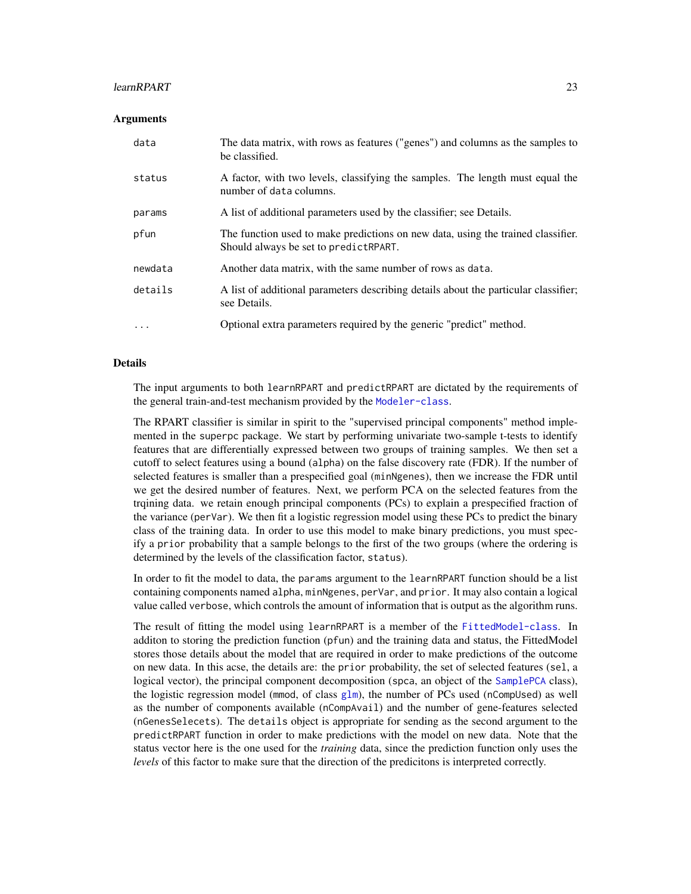### Arguments

| | |
|---|---|
| `data` | The data matrix, with rows as features ("genes") and columns as the samples to be classified. |
| `status` | A factor, with two levels, classifying the samples. The length must equal the number of `data` columns. |
| `params` | A list of additional parameters used by the classifier; see Details. |
| `pfun` | The function used to make predictions on new data, using the trained classifier. Should always be set to `predictRPART`. |
| `newdata` | Another data matrix, with the same number of rows as `data`. |
| `details` | A list of additional parameters describing details about the particular classifier; see Details. |
| `...` | Optional extra parameters required by the generic "predict" method. |

### Details

The input arguments to both `learnRPART` and `predictRPART` are dictated by the requirements of the general train-and-test mechanism provided by the `Modeler-class`.

The RPART classifier is similar in spirit to the "supervised principal components" method implemented in the `superpc` package. We start by performing univariate two-sample t-tests to identify features that are differentially expressed between two groups of training samples. We then set a cutoff to select features using a bound (`alpha`) on the false discovery rate (FDR). If the number of selected features is smaller than a prespecified goal (`minNgenes`), then we increase the FDR until we get the desired number of features. Next, we perform PCA on the selected features from the trqining data. we retain enough principal components (PCs) to explain a prespecified fraction of the variance (`perVar`). We then fit a logistic regression model using these PCs to predict the binary class of the training data. In order to use this model to make binary predictions, you must specify a `prior` probability that a sample belongs to the first of the two groups (where the ordering is determined by the levels of the classification factor, `status`).

In order to fit the model to data, the `params` argument to the `learnRPART` function should be a list containing components named `alpha`, `minNgenes`, `perVar`, and `prior`. It may also contain a logical value called `verbose`, which controls the amount of information that is output as the algorithm runs.

The result of fitting the model using `learnRPART` is a member of the `FittedModel-class`. In additon to storing the prediction function (`pfun`) and the training data and status, the FittedModel stores those details about the model that are required in order to make predictions of the outcome on new data. In this acse, the details are: the `prior` probability, the set of selected features (`sel`, a logical vector), the principal component decomposition (`spca`, an object of the `SamplePCA` class), the logistic regression model (`mmod`, of class `glm`), the number of PCs used (`nCompUsed`) as well as the number of components available (`nCompAvail`) and the number of gene-features selected (`nGenesSelecets`). The `details` object is appropriate for sending as the second argument to the `predictRPART` function in order to make predictions with the model on new data. Note that the status vector here is the one used for the *training* data, since the prediction function only uses the *levels* of this factor to make sure that the direction of the predicitons is interpreted correctly.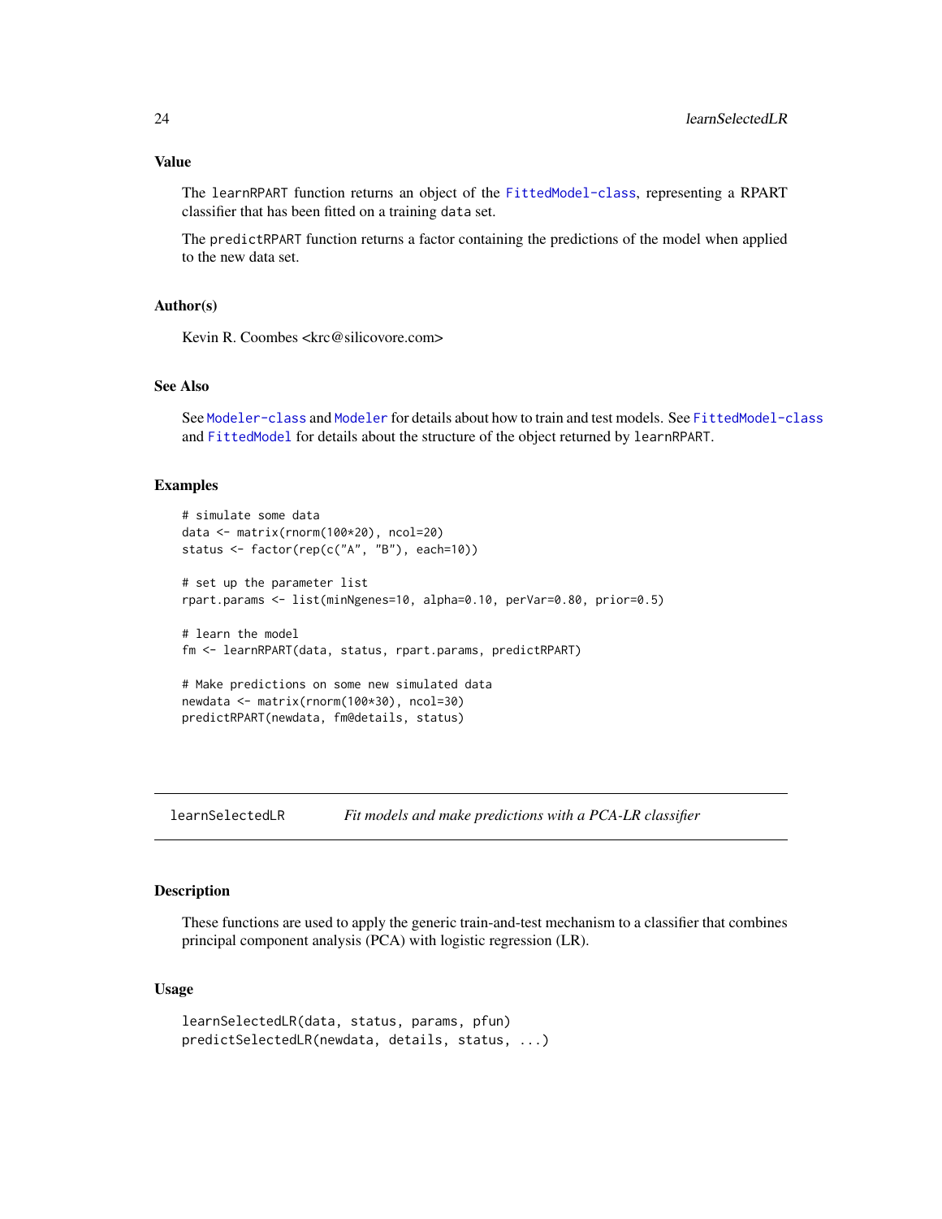## Value

The learnRPART function returns an object of the FittedModel-class, representing a RPART classifier that has been fitted on a training data set.

The predictRPART function returns a factor containing the predictions of the model when applied to the new data set.

## Author(s)

Kevin R. Coombes <krc@silicovore.com>

## See Also

See Modeler-class and Modeler for details about how to train and test models. See FittedModel-class and FittedModel for details about the structure of the object returned by learnRPART.

## Examples

```
# simulate some data
data <- matrix(rnorm(100*20), ncol=20)
status <- factor(rep(c("A", "B"), each=10))

# set up the parameter list
rpart.params <- list(minNgenes=10, alpha=0.10, perVar=0.80, prior=0.5)

# learn the model
fm <- learnRPART(data, status, rpart.params, predictRPART)

# Make predictions on some new simulated data
newdata <- matrix(rnorm(100*30), ncol=30)
predictRPART(newdata, fm@details, status)
```

---

# learnSelectedLR — *Fit models and make predictions with a PCA-LR classifier*

---

## Description

These functions are used to apply the generic train-and-test mechanism to a classifier that combines principal component analysis (PCA) with logistic regression (LR).

## Usage

```
learnSelectedLR(data, status, params, pfun)
predictSelectedLR(newdata, details, status, ...)
```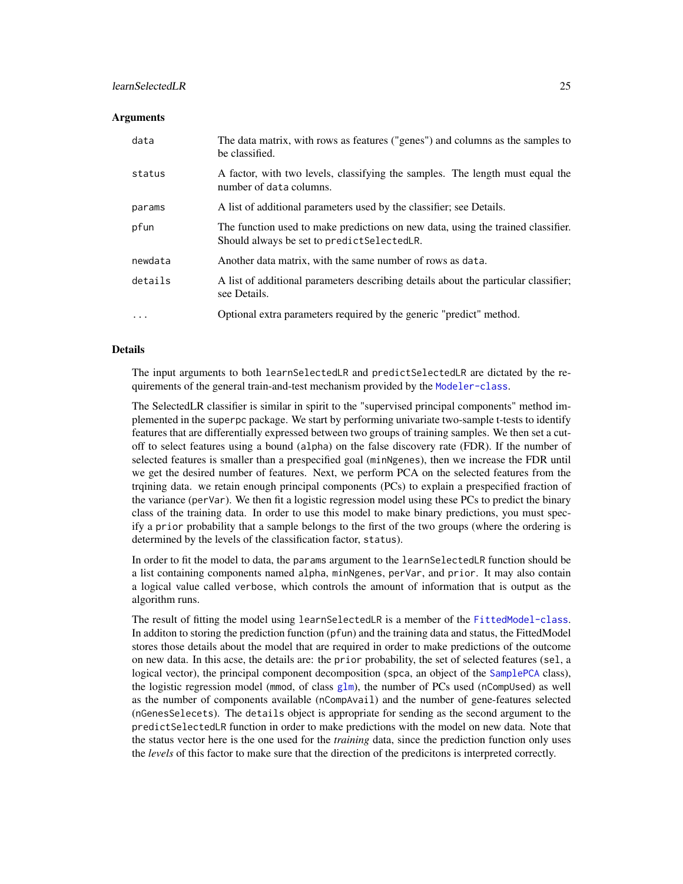### Arguments

| | |
|---|---|
| `data` | The data matrix, with rows as features ("genes") and columns as the samples to be classified. |
| `status` | A factor, with two levels, classifying the samples. The length must equal the number of `data` columns. |
| `params` | A list of additional parameters used by the classifier; see Details. |
| `pfun` | The function used to make predictions on new data, using the trained classifier. Should always be set to `predictSelectedLR`. |
| `newdata` | Another data matrix, with the same number of rows as `data`. |
| `details` | A list of additional parameters describing details about the particular classifier; see Details. |
| `...` | Optional extra parameters required by the generic "predict" method. |

### Details

The input arguments to both `learnSelectedLR` and `predictSelectedLR` are dictated by the requirements of the general train-and-test mechanism provided by the `Modeler-class`.

The SelectedLR classifier is similar in spirit to the "supervised principal components" method implemented in the `superpc` package. We start by performing univariate two-sample t-tests to identify features that are differentially expressed between two groups of training samples. We then set a cutoff to select features using a bound (`alpha`) on the false discovery rate (FDR). If the number of selected features is smaller than a prespecified goal (`minNgenes`), then we increase the FDR until we get the desired number of features. Next, we perform PCA on the selected features from the trqining data. we retain enough principal components (PCs) to explain a prespecified fraction of the variance (`perVar`). We then fit a logistic regression model using these PCs to predict the binary class of the training data. In order to use this model to make binary predictions, you must specify a `prior` probability that a sample belongs to the first of the two groups (where the ordering is determined by the levels of the classification factor, `status`).

In order to fit the model to data, the `params` argument to the `learnSelectedLR` function should be a list containing components named `alpha`, `minNgenes`, `perVar`, and `prior`. It may also contain a logical value called `verbose`, which controls the amount of information that is output as the algorithm runs.

The result of fitting the model using `learnSelectedLR` is a member of the `FittedModel-class`. In additon to storing the prediction function (`pfun`) and the training data and status, the FittedModel stores those details about the model that are required in order to make predictions of the outcome on new data. In this acse, the details are: the `prior` probability, the set of selected features (`sel`, a logical vector), the principal component decomposition (`spca`, an object of the `SamplePCA` class), the logistic regression model (`mmod`, of class `glm`), the number of PCs used (`nCompUsed`) as well as the number of components available (`nCompAvail`) and the number of gene-features selected (`nGenesSelecets`). The `details` object is appropriate for sending as the second argument to the `predictSelectedLR` function in order to make predictions with the model on new data. Note that the status vector here is the one used for the *training* data, since the prediction function only uses the *levels* of this factor to make sure that the direction of the predicitons is interpreted correctly.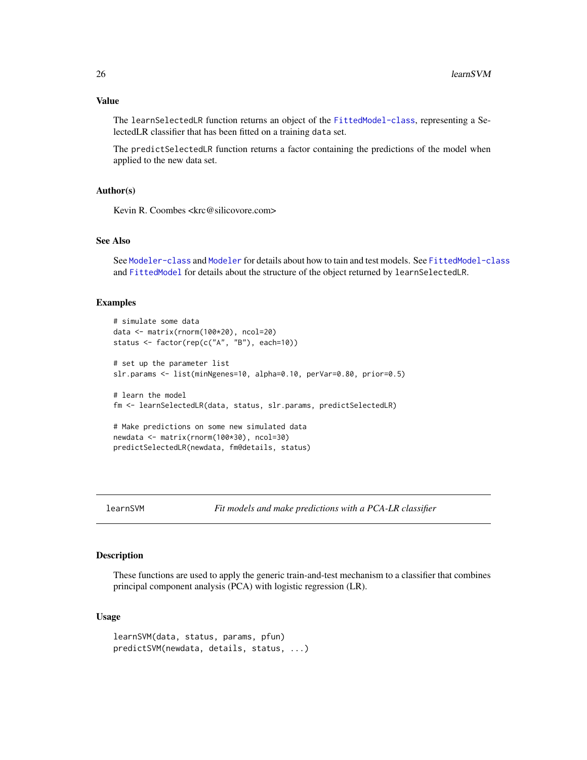## Value

The `learnSelectedLR` function returns an object of the `FittedModel-class`, representing a SelectedLR classifier that has been fitted on a training `data` set.

The `predictSelectedLR` function returns a factor containing the predictions of the model when applied to the new data set.

## Author(s)

Kevin R. Coombes <krc@silicovore.com>

## See Also

See `Modeler-class` and `Modeler` for details about how to tain and test models. See `FittedModel-class` and `FittedModel` for details about the structure of the object returned by `learnSelectedLR`.

## Examples

```
# simulate some data
data <- matrix(rnorm(100*20), ncol=20)
status <- factor(rep(c("A", "B"), each=10))

# set up the parameter list
slr.params <- list(minNgenes=10, alpha=0.10, perVar=0.80, prior=0.5)

# learn the model
fm <- learnSelectedLR(data, status, slr.params, predictSelectedLR)

# Make predictions on some new simulated data
newdata <- matrix(rnorm(100*30), ncol=30)
predictSelectedLR(newdata, fm@details, status)
```

---

`learnSVM` *Fit models and make predictions with a PCA-LR classifier*

---

## Description

These functions are used to apply the generic train-and-test mechanism to a classifier that combines principal component analysis (PCA) with logistic regression (LR).

## Usage

```
learnSVM(data, status, params, pfun)
predictSVM(newdata, details, status, ...)
```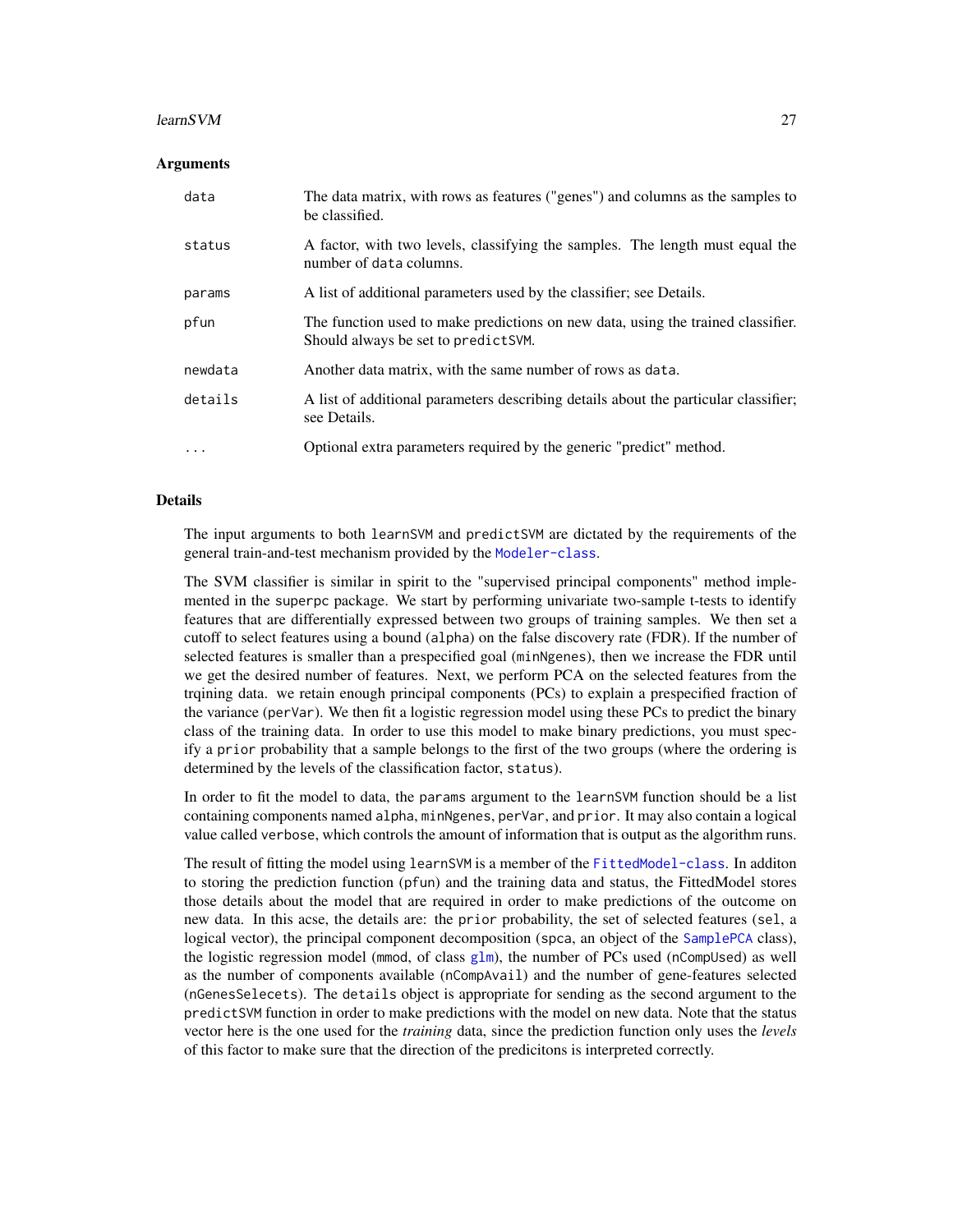## Arguments

| | |
|---|---|
| `data` | The data matrix, with rows as features ("genes") and columns as the samples to be classified. |
| `status` | A factor, with two levels, classifying the samples. The length must equal the number of `data` columns. |
| `params` | A list of additional parameters used by the classifier; see Details. |
| `pfun` | The function used to make predictions on new data, using the trained classifier. Should always be set to `predictSVM`. |
| `newdata` | Another data matrix, with the same number of rows as `data`. |
| `details` | A list of additional parameters describing details about the particular classifier; see Details. |
| `...` | Optional extra parameters required by the generic "predict" method. |

## Details

The input arguments to both `learnSVM` and `predictSVM` are dictated by the requirements of the general train-and-test mechanism provided by the `Modeler-class`.

The SVM classifier is similar in spirit to the "supervised principal components" method implemented in the `superpc` package. We start by performing univariate two-sample t-tests to identify features that are differentially expressed between two groups of training samples. We then set a cutoff to select features using a bound (`alpha`) on the false discovery rate (FDR). If the number of selected features is smaller than a prespecified goal (`minNgenes`), then we increase the FDR until we get the desired number of features. Next, we perform PCA on the selected features from the trqining data. we retain enough principal components (PCs) to explain a prespecified fraction of the variance (`perVar`). We then fit a logistic regression model using these PCs to predict the binary class of the training data. In order to use this model to make binary predictions, you must specify a `prior` probability that a sample belongs to the first of the two groups (where the ordering is determined by the levels of the classification factor, `status`).

In order to fit the model to data, the `params` argument to the `learnSVM` function should be a list containing components named `alpha`, `minNgenes`, `perVar`, and `prior`. It may also contain a logical value called `verbose`, which controls the amount of information that is output as the algorithm runs.

The result of fitting the model using `learnSVM` is a member of the `FittedModel-class`. In additon to storing the prediction function (`pfun`) and the training data and status, the FittedModel stores those details about the model that are required in order to make predictions of the outcome on new data. In this acse, the details are: the `prior` probability, the set of selected features (`sel`, a logical vector), the principal component decomposition (`spca`, an object of the `SamplePCA` class), the logistic regression model (`mmod`, of class `glm`), the number of PCs used (`nCompUsed`) as well as the number of components available (`nCompAvail`) and the number of gene-features selected (`nGenesSelecets`). The `details` object is appropriate for sending as the second argument to the `predictSVM` function in order to make predictions with the model on new data. Note that the status vector here is the one used for the *training* data, since the prediction function only uses the *levels* of this factor to make sure that the direction of the predicitons is interpreted correctly.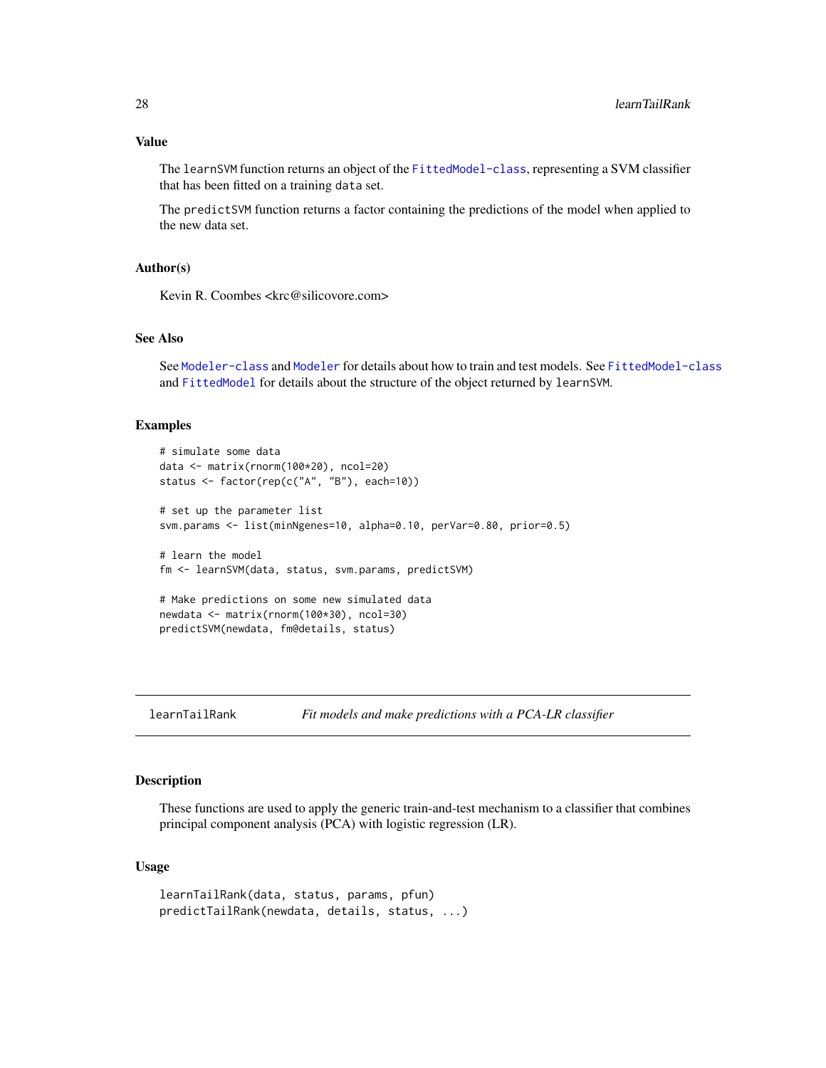## Value

The `learnSVM` function returns an object of the `FittedModel-class`, representing a SVM classifier that has been fitted on a training `data` set.

The `predictSVM` function returns a factor containing the predictions of the model when applied to the new data set.

## Author(s)

Kevin R. Coombes <krc@silicovore.com>

## See Also

See `Modeler-class` and `Modeler` for details about how to train and test models. See `FittedModel-class` and `FittedModel` for details about the structure of the object returned by `learnSVM`.

## Examples

```
# simulate some data
data <- matrix(rnorm(100*20), ncol=20)
status <- factor(rep(c("A", "B"), each=10))

# set up the parameter list
svm.params <- list(minNgenes=10, alpha=0.10, perVar=0.80, prior=0.5)

# learn the model
fm <- learnSVM(data, status, svm.params, predictSVM)

# Make predictions on some new simulated data
newdata <- matrix(rnorm(100*30), ncol=30)
predictSVM(newdata, fm@details, status)
```

---

# learnTailRank — *Fit models and make predictions with a PCA-LR classifier*

---

## Description

These functions are used to apply the generic train-and-test mechanism to a classifier that combines principal component analysis (PCA) with logistic regression (LR).

## Usage

```
learnTailRank(data, status, params, pfun)
predictTailRank(newdata, details, status, ...)
```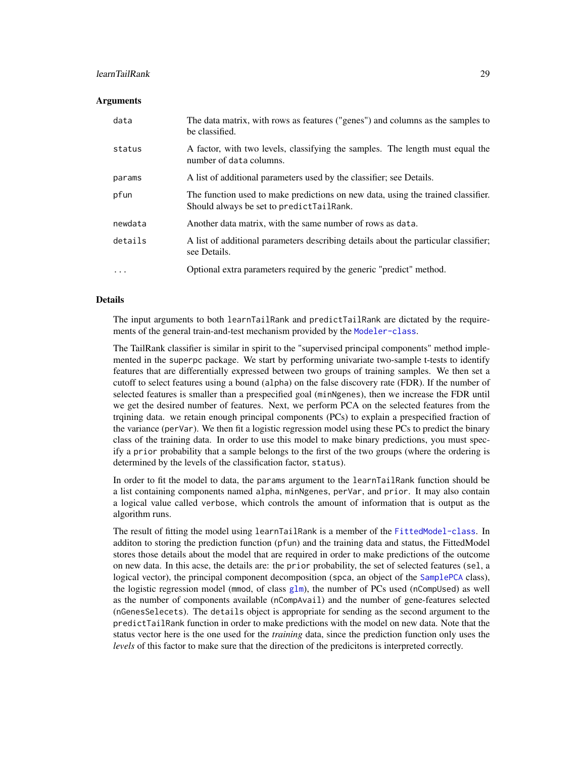### Arguments

| | |
|---|---|
| `data` | The data matrix, with rows as features ("genes") and columns as the samples to be classified. |
| `status` | A factor, with two levels, classifying the samples. The length must equal the number of `data` columns. |
| `params` | A list of additional parameters used by the classifier; see Details. |
| `pfun` | The function used to make predictions on new data, using the trained classifier. Should always be set to `predictTailRank`. |
| `newdata` | Another data matrix, with the same number of rows as `data`. |
| `details` | A list of additional parameters describing details about the particular classifier; see Details. |
| `...` | Optional extra parameters required by the generic "predict" method. |

### Details

The input arguments to both `learnTailRank` and `predictTailRank` are dictated by the requirements of the general train-and-test mechanism provided by the `Modeler-class`.

The TailRank classifier is similar in spirit to the "supervised principal components" method implemented in the `superpc` package. We start by performing univariate two-sample t-tests to identify features that are differentially expressed between two groups of training samples. We then set a cutoff to select features using a bound (`alpha`) on the false discovery rate (FDR). If the number of selected features is smaller than a prespecified goal (`minNgenes`), then we increase the FDR until we get the desired number of features. Next, we perform PCA on the selected features from the trqining data. we retain enough principal components (PCs) to explain a prespecified fraction of the variance (`perVar`). We then fit a logistic regression model using these PCs to predict the binary class of the training data. In order to use this model to make binary predictions, you must specify a `prior` probability that a sample belongs to the first of the two groups (where the ordering is determined by the levels of the classification factor, `status`).

In order to fit the model to data, the `params` argument to the `learnTailRank` function should be a list containing components named `alpha`, `minNgenes`, `perVar`, and `prior`. It may also contain a logical value called `verbose`, which controls the amount of information that is output as the algorithm runs.

The result of fitting the model using `learnTailRank` is a member of the `FittedModel-class`. In additon to storing the prediction function (`pfun`) and the training data and status, the FittedModel stores those details about the model that are required in order to make predictions of the outcome on new data. In this acse, the details are: the `prior` probability, the set of selected features (`sel`, a logical vector), the principal component decomposition (`spca`, an object of the `SamplePCA` class), the logistic regression model (`mmod`, of class `glm`), the number of PCs used (`nCompUsed`) as well as the number of components available (`nCompAvail`) and the number of gene-features selected (`nGenesSelecets`). The `details` object is appropriate for sending as the second argument to the `predictTailRank` function in order to make predictions with the model on new data. Note that the status vector here is the one used for the *training* data, since the prediction function only uses the *levels* of this factor to make sure that the direction of the predicitons is interpreted correctly.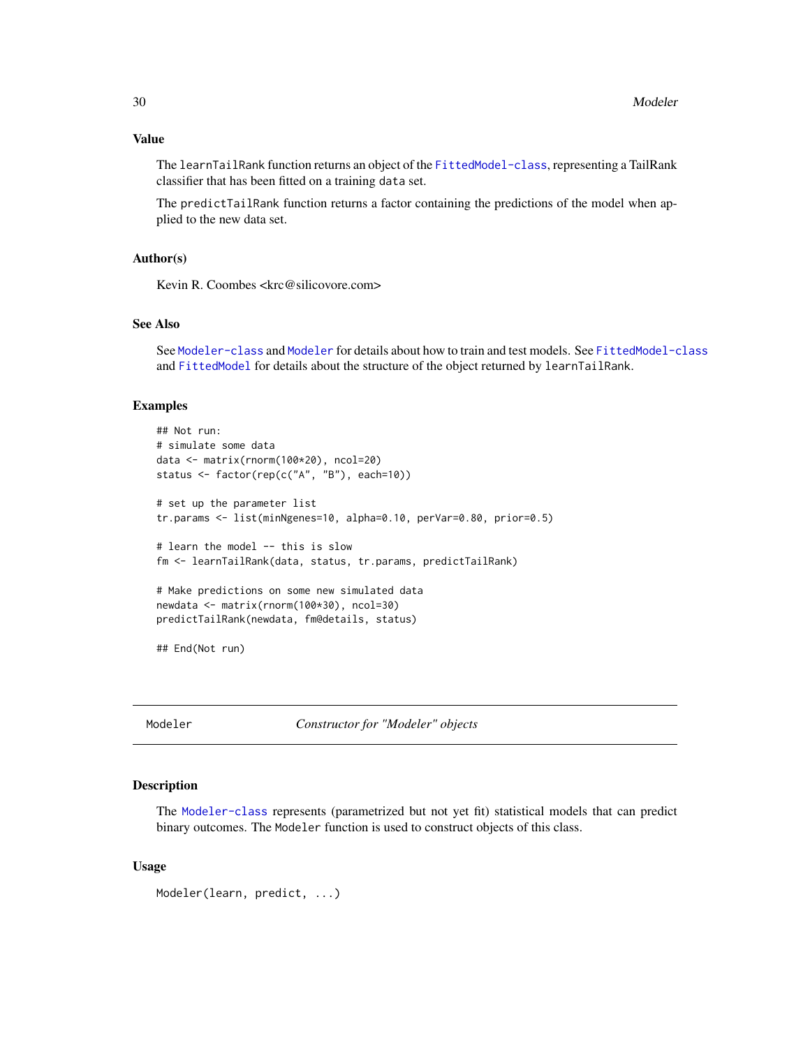### Value

The `learnTailRank` function returns an object of the `FittedModel-class`, representing a TailRank classifier that has been fitted on a training `data` set.

The `predictTailRank` function returns a factor containing the predictions of the model when applied to the new data set.

### Author(s)

Kevin R. Coombes <krc@silicovore.com>

### See Also

See `Modeler-class` and `Modeler` for details about how to train and test models. See `FittedModel-class` and `FittedModel` for details about the structure of the object returned by `learnTailRank`.

### Examples

```
## Not run:
# simulate some data
data <- matrix(rnorm(100*20), ncol=20)
status <- factor(rep(c("A", "B"), each=10))

# set up the parameter list
tr.params <- list(minNgenes=10, alpha=0.10, perVar=0.80, prior=0.5)

# learn the model -- this is slow
fm <- learnTailRank(data, status, tr.params, predictTailRank)

# Make predictions on some new simulated data
newdata <- matrix(rnorm(100*30), ncol=30)
predictTailRank(newdata, fm@details, status)

## End(Not run)
```

---

## Modeler — *Constructor for "Modeler" objects*

### Description

The `Modeler-class` represents (parametrized but not yet fit) statistical models that can predict binary outcomes. The `Modeler` function is used to construct objects of this class.

### Usage

```
Modeler(learn, predict, ...)
```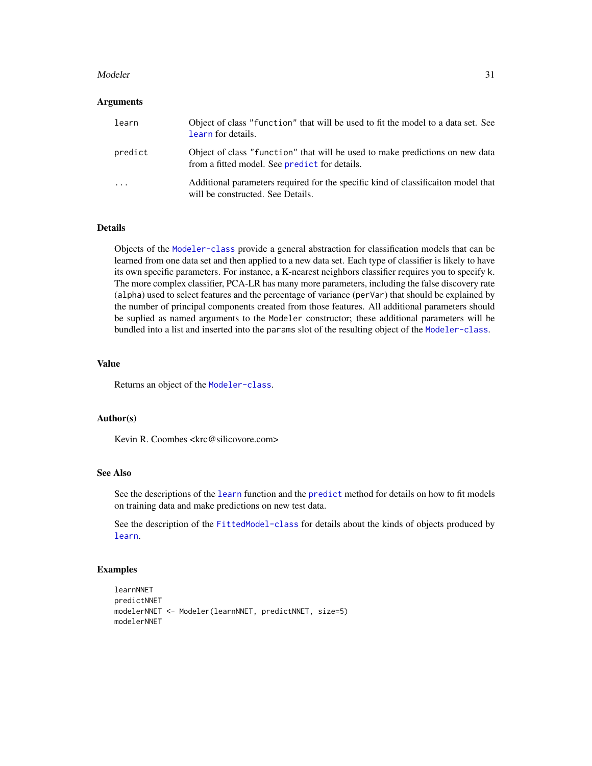### Arguments

| | |
|---|---|
| `learn` | Object of class `"function"` that will be used to fit the model to a data set. See `learn` for details. |
| `predict` | Object of class `"function"` that will be used to make predictions on new data from a fitted model. See `predict` for details. |
| `...` | Additional parameters required for the specific kind of classificaiton model that will be constructed. See Details. |

### Details

Objects of the `Modeler-class` provide a general abstraction for classification models that can be learned from one data set and then applied to a new data set. Each type of classifier is likely to have its own specific parameters. For instance, a K-nearest neighbors classifier requires you to specify `k`. The more complex classifier, PCA-LR has many more parameters, including the false discovery rate (`alpha`) used to select features and the percentage of variance (`perVar`) that should be explained by the number of principal components created from those features. All additional parameters should be suplied as named arguments to the `Modeler` constructor; these additional parameters will be bundled into a list and inserted into the `params` slot of the resulting object of the `Modeler-class`.

### Value

Returns an object of the `Modeler-class`.

### Author(s)

Kevin R. Coombes <krc@silicovore.com>

### See Also

See the descriptions of the `learn` function and the `predict` method for details on how to fit models on training data and make predictions on new test data.

See the description of the `FittedModel-class` for details about the kinds of objects produced by `learn`.

### Examples

```
learnNNET
predictNNET
modelerNNET <- Modeler(learnNNET, predictNNET, size=5)
modelerNNET
```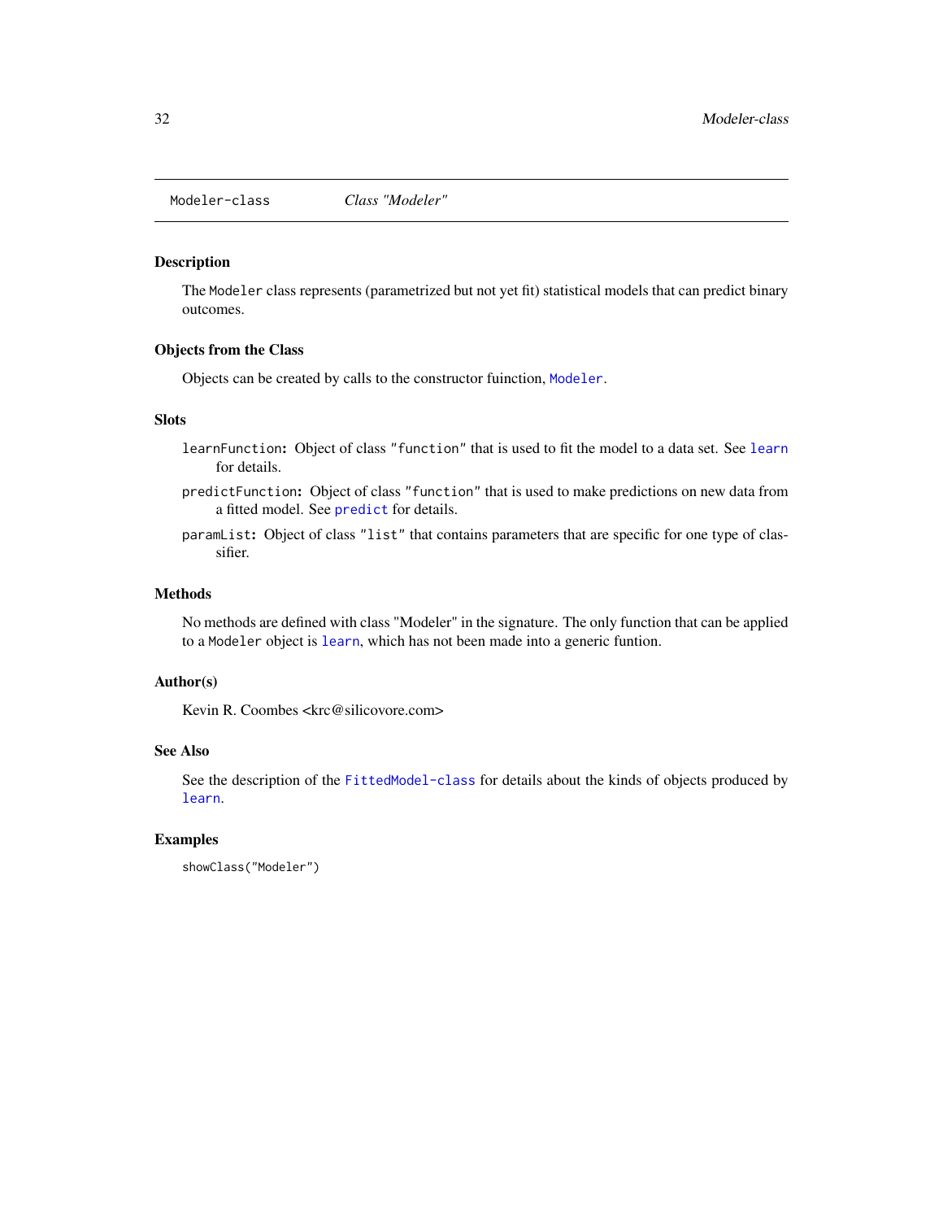Modeler-class *Class "Modeler"*

## Description

The `Modeler` class represents (parametrized but not yet fit) statistical models that can predict binary outcomes.

## Objects from the Class

Objects can be created by calls to the constructor fuinction, `Modeler`.

## Slots

`learnFunction`: Object of class `"function"` that is used to fit the model to a data set. See `learn` for details.

`predictFunction`: Object of class `"function"` that is used to make predictions on new data from a fitted model. See `predict` for details.

`paramList`: Object of class `"list"` that contains parameters that are specific for one type of classifier.

## Methods

No methods are defined with class "Modeler" in the signature. The only function that can be applied to a `Modeler` object is `learn`, which has not been made into a generic funtion.

## Author(s)

Kevin R. Coombes <krc@silicovore.com>

## See Also

See the description of the `FittedModel-class` for details about the kinds of objects produced by `learn`.

## Examples

```
showClass("Modeler")
```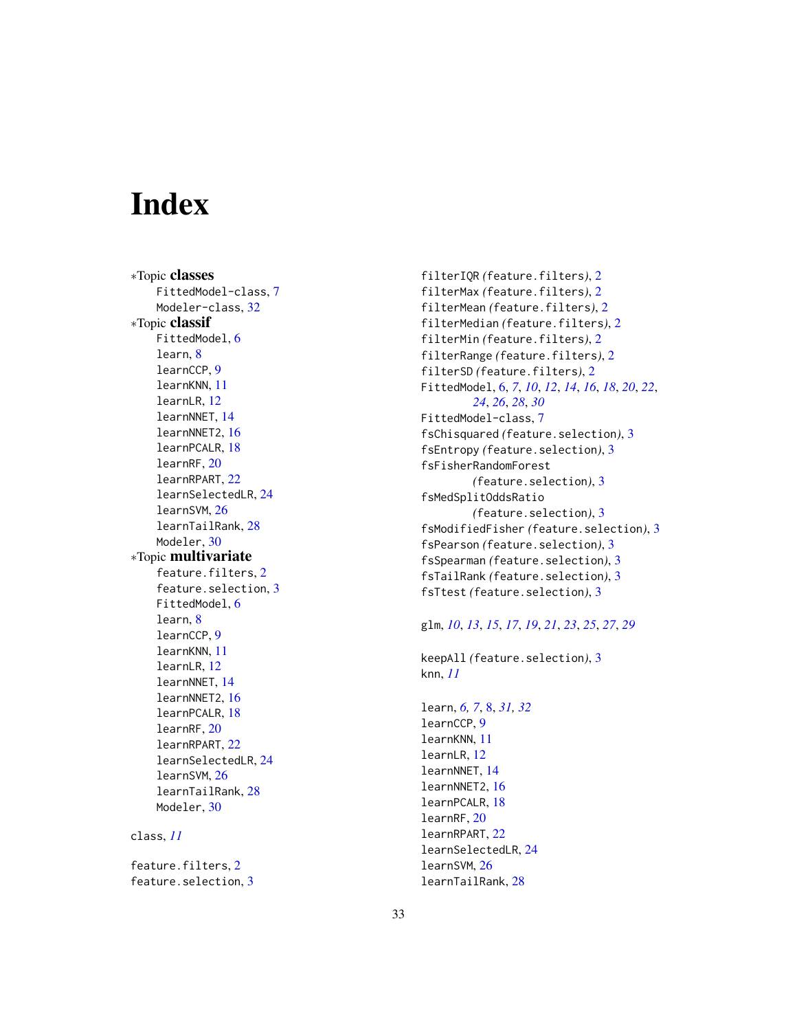# Index

∗Topic **classes**

- FittedModel-class, 7
- Modeler-class, 32

∗Topic **classif**

- FittedModel, 6
- learn, 8
- learnCCP, 9
- learnKNN, 11
- learnLR, 12
- learnNNET, 14
- learnNNET2, 16
- learnPCALR, 18
- learnRF, 20
- learnRPART, 22
- learnSelectedLR, 24
- learnSVM, 26
- learnTailRank, 28
- Modeler, 30

∗Topic **multivariate**

- feature.filters, 2
- feature.selection, 3
- FittedModel, 6
- learn, 8
- learnCCP, 9
- learnKNN, 11
- learnLR, 12
- learnNNET, 14
- learnNNET2, 16
- learnPCALR, 18
- learnRF, 20
- learnRPART, 22
- learnSelectedLR, 24
- learnSVM, 26
- learnTailRank, 28
- Modeler, 30

class, *11*

feature.filters, 2
feature.selection, 3
filterIQR *(feature.filters)*, 2
filterMax *(feature.filters)*, 2
filterMean *(feature.filters)*, 2
filterMedian *(feature.filters)*, 2
filterMin *(feature.filters)*, 2
filterRange *(feature.filters)*, 2
filterSD *(feature.filters)*, 2
FittedModel, 6, *7*, *10*, *12*, *14*, *16*, *18*, *20*, *22*, *24*, *26*, *28*, *30*
FittedModel-class, 7
fsChisquared *(feature.selection)*, 3
fsEntropy *(feature.selection)*, 3
fsFisherRandomForest *(feature.selection)*, 3
fsMedSplitOddsRatio *(feature.selection)*, 3
fsModifiedFisher *(feature.selection)*, 3
fsPearson *(feature.selection)*, 3
fsSpearman *(feature.selection)*, 3
fsTailRank *(feature.selection)*, 3
fsTtest *(feature.selection)*, 3

glm, *10*, *13*, *15*, *17*, *19*, *21*, *23*, *25*, *27*, *29*

keepAll *(feature.selection)*, 3
knn, *11*

learn, *6*, *7*, 8, *31*, *32*
learnCCP, 9
learnKNN, 11
learnLR, 12
learnNNET, 14
learnNNET2, 16
learnPCALR, 18
learnRF, 20
learnRPART, 22
learnSelectedLR, 24
learnSVM, 26
learnTailRank, 28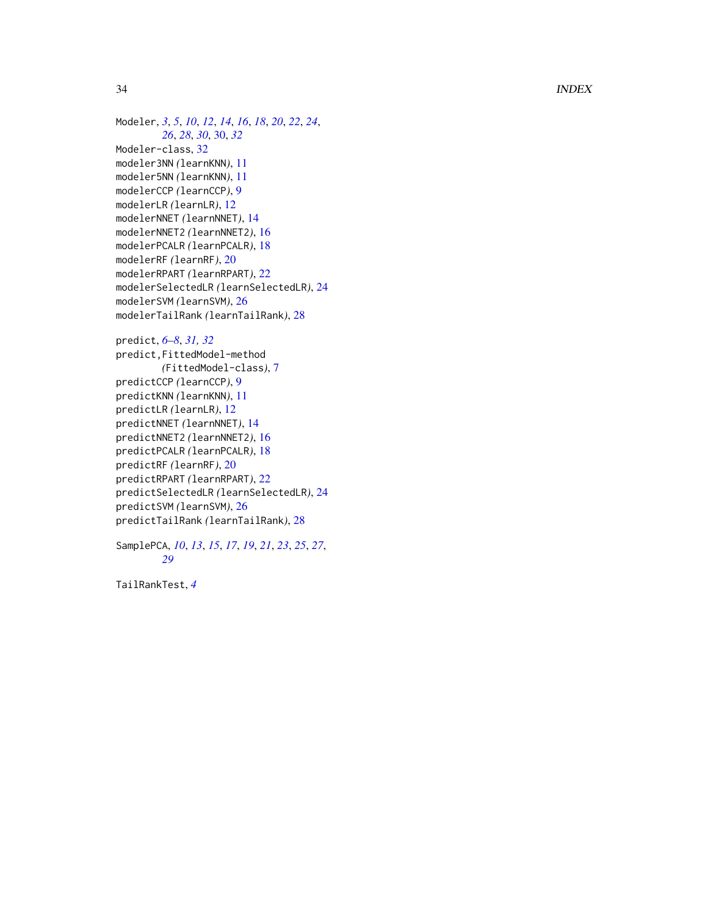Modeler, *3*, *5*, *10*, *12*, *14*, *16*, *18*, *20*, *22*, *24*, *26*, *28*, *30*, 30, *32*
Modeler-class, 32
modeler3NN *(*learnKNN*)*, 11
modeler5NN *(*learnKNN*)*, 11
modelerCCP *(*learnCCP*)*, 9
modelerLR *(*learnLR*)*, 12
modelerNNET *(*learnNNET*)*, 14
modelerNNET2 *(*learnNNET2*)*, 16
modelerPCALR *(*learnPCALR*)*, 18
modelerRF *(*learnRF*)*, 20
modelerRPART *(*learnRPART*)*, 22
modelerSelectedLR *(*learnSelectedLR*)*, 24
modelerSVM *(*learnSVM*)*, 26
modelerTailRank *(*learnTailRank*)*, 28

predict, *6–8*, *31, 32*
predict,FittedModel-method *(*FittedModel-class*)*, 7
predictCCP *(*learnCCP*)*, 9
predictKNN *(*learnKNN*)*, 11
predictLR *(*learnLR*)*, 12
predictNNET *(*learnNNET*)*, 14
predictNNET2 *(*learnNNET2*)*, 16
predictPCALR *(*learnPCALR*)*, 18
predictRF *(*learnRF*)*, 20
predictRPART *(*learnRPART*)*, 22
predictSelectedLR *(*learnSelectedLR*)*, 24
predictSVM *(*learnSVM*)*, 26
predictTailRank *(*learnTailRank*)*, 28

SamplePCA, *10*, *13*, *15*, *17*, *19*, *21*, *23*, *25*, *27*, *29*

TailRankTest, *4*